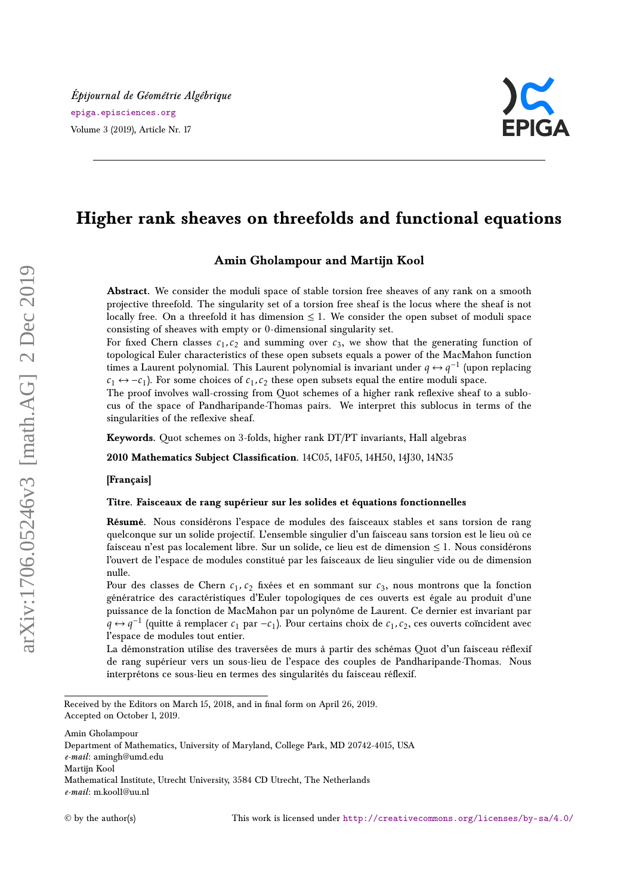*Épijournal de Géométrie Algébrique*
epiga.episciences.org
Volume 3 (2019), Article Nr. 17

# Higher rank sheaves on threefolds and functional equations

**Amin Gholampour and Martijn Kool**

**Abstract**. We consider the moduli space of stable torsion free sheaves of any rank on a smooth projective threefold. The singularity set of a torsion free sheaf is the locus where the sheaf is not locally free. On a threefold it has dimension $\leq 1$. We consider the open subset of moduli space consisting of sheaves with empty or 0-dimensional singularity set.

For fixed Chern classes $c_1, c_2$ and summing over $c_3$, we show that the generating function of topological Euler characteristics of these open subsets equals a power of the MacMahon function times a Laurent polynomial. This Laurent polynomial is invariant under $q \leftrightarrow q^{-1}$ (upon replacing $c_1 \leftrightarrow -c_1$). For some choices of $c_1, c_2$ these open subsets equal the entire moduli space.

The proof involves wall-crossing from Quot schemes of a higher rank reflexive sheaf to a sublocus of the space of Pandharipande-Thomas pairs. We interpret this sublocus in terms of the singularities of the reflexive sheaf.

**Keywords**. Quot schemes on 3-folds, higher rank DT/PT invariants, Hall algebras

**2010 Mathematics Subject Classification**. 14C05, 14F05, 14H50, 14J30, 14N35

**[Français]**

**Titre. Faisceaux de rang supérieur sur les solides et équations fonctionnelles**

**Résumé**. Nous considérons l'espace de modules des faisceaux stables et sans torsion de rang quelconque sur un solide projectif. L'ensemble singulier d'un faisceau sans torsion est le lieu où ce faisceau n'est pas localement libre. Sur un solide, ce lieu est de dimension $\leq 1$. Nous considérons l'ouvert de l'espace de modules constitué par les faisceaux de lieu singulier vide ou de dimension nulle.

Pour des classes de Chern $c_1, c_2$ fixées et en sommant sur $c_3$, nous montrons que la fonction génératrice des caractéristiques d'Euler topologiques de ces ouverts est égale au produit d'une puissance de la fonction de MacMahon par un polynôme de Laurent. Ce dernier est invariant par $q \leftrightarrow q^{-1}$ (quitte à remplacer $c_1$ par $-c_1$). Pour certains choix de $c_1, c_2$, ces ouverts coïncident avec l'espace de modules tout entier.

La démonstration utilise des traversées de murs à partir des schémas Quot d'un faisceau réflexif de rang supérieur vers un sous-lieu de l'espace des couples de Pandharipande-Thomas. Nous interprétons ce sous-lieu en termes des singularités du faisceau réflexif.

---

Received by the Editors on March 15, 2018, and in final form on April 26, 2019.
Accepted on October 1, 2019.

Amin Gholampour
Department of Mathematics, University of Maryland, College Park, MD 20742-4015, USA
*e-mail*: amingh@umd.edu

Martijn Kool
Mathematical Institute, Utrecht University, 3584 CD Utrecht, The Netherlands
*e-mail*: m.kool1@uu.nl

© by the author(s) This work is licensed under http://creativecommons.org/licenses/by-sa/4.0/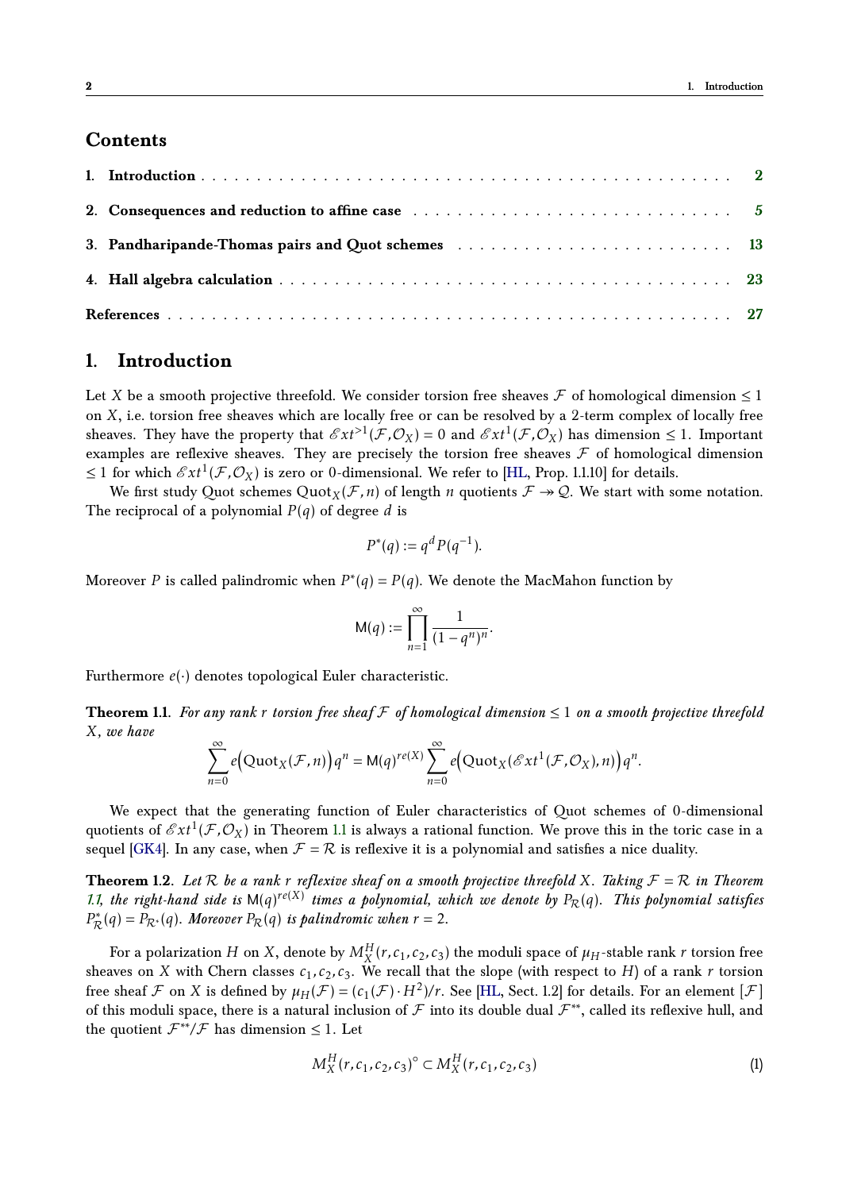## Contents

1. **Introduction** . . . . . . . . . . 2
2. **Consequences and reduction to affine case** . . . . . . . . . . 5
3. **Pandharipande-Thomas pairs and Quot schemes** . . . . . . . . . . 13
4. **Hall algebra calculation** . . . . . . . . . . 23

**References** . . . . . . . . . . 27

# 1. Introduction

Let $X$ be a smooth projective threefold. We consider torsion free sheaves $\mathcal{F}$ of homological dimension $\leq 1$ on $X$, i.e. torsion free sheaves which are locally free or can be resolved by a 2-term complex of locally free sheaves. They have the property that $\mathscr{E}xt^{>1}(\mathcal{F}, \mathcal{O}_X) = 0$ and $\mathscr{E}xt^1(\mathcal{F}, \mathcal{O}_X)$ has dimension $\leq 1$. Important examples are reflexive sheaves. They are precisely the torsion free sheaves $\mathcal{F}$ of homological dimension $\leq 1$ for which $\mathscr{E}xt^1(\mathcal{F}, \mathcal{O}_X)$ is zero or 0-dimensional. We refer to [HL, Prop. 1.1.10] for details.

We first study Quot schemes $\mathrm{Quot}_X(\mathcal{F}, n)$ of length $n$ quotients $\mathcal{F} \twoheadrightarrow \mathcal{Q}$. We start with some notation. The reciprocal of a polynomial $P(q)$ of degree $d$ is

$$P^*(q) := q^d P(q^{-1}).$$

Moreover $P$ is called palindromic when $P^*(q) = P(q)$. We denote the MacMahon function by

$$\mathsf{M}(q) := \prod_{n=1}^{\infty} \frac{1}{(1-q^n)^n}.$$

Furthermore $e(\cdot)$ denotes topological Euler characteristic.

**Theorem 1.1.** *For any rank $r$ torsion free sheaf $\mathcal{F}$ of homological dimension $\leq 1$ on a smooth projective threefold $X$, we have*

$$\sum_{n=0}^{\infty} e\Big(\mathrm{Quot}_X(\mathcal{F}, n)\Big) q^n = \mathsf{M}(q)^{re(X)} \sum_{n=0}^{\infty} e\Big(\mathrm{Quot}_X(\mathscr{E}xt^1(\mathcal{F}, \mathcal{O}_X), n)\Big) q^n.$$

We expect that the generating function of Euler characteristics of Quot schemes of 0-dimensional quotients of $\mathscr{E}xt^1(\mathcal{F}, \mathcal{O}_X)$ in Theorem 1.1 is always a rational function. We prove this in the toric case in a sequel [GK4]. In any case, when $\mathcal{F} = \mathcal{R}$ is reflexive it is a polynomial and satisfies a nice duality.

**Theorem 1.2.** *Let $\mathcal{R}$ be a rank $r$ reflexive sheaf on a smooth projective threefold $X$. Taking $\mathcal{F} = \mathcal{R}$ in Theorem 1.1, the right-hand side is $\mathsf{M}(q)^{re(X)}$ times a polynomial, which we denote by $P_{\mathcal{R}}(q)$. This polynomial satisfies $P^*_{\mathcal{R}}(q) = P_{\mathcal{R}^*}(q)$. Moreover $P_{\mathcal{R}}(q)$ is palindromic when $r = 2$.*

For a polarization $H$ on $X$, denote by $M_X^H(r, c_1, c_2, c_3)$ the moduli space of $\mu_H$-stable rank $r$ torsion free sheaves on $X$ with Chern classes $c_1, c_2, c_3$. We recall that the slope (with respect to $H$) of a rank $r$ torsion free sheaf $\mathcal{F}$ on $X$ is defined by $\mu_H(\mathcal{F}) = (c_1(\mathcal{F}) \cdot H^2)/r$. See [HL, Sect. 1.2] for details. For an element $[\mathcal{F}]$ of this moduli space, there is a natural inclusion of $\mathcal{F}$ into its double dual $\mathcal{F}^{**}$, called its reflexive hull, and the quotient $\mathcal{F}^{**}/\mathcal{F}$ has dimension $\leq 1$. Let

$$M_X^H(r, c_1, c_2, c_3)^\circ \subset M_X^H(r, c_1, c_2, c_3) \tag{1}$$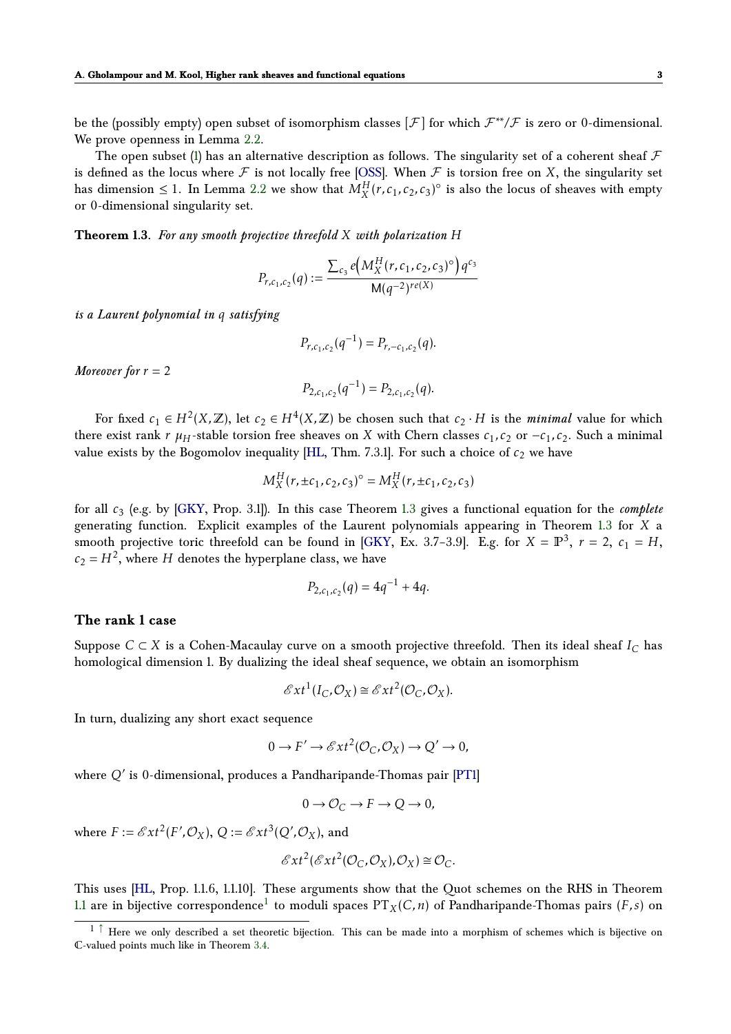be the (possibly empty) open subset of isomorphism classes $[\mathcal{F}]$ for which $\mathcal{F}^{**}/\mathcal{F}$ is zero or 0-dimensional. We prove openness in Lemma 2.2.

The open subset (1) has an alternative description as follows. The singularity set of a coherent sheaf $\mathcal{F}$ is defined as the locus where $\mathcal{F}$ is not locally free [OSS]. When $\mathcal{F}$ is torsion free on $X$, the singularity set has dimension $\leq 1$. In Lemma 2.2 we show that $M_X^H(r,c_1,c_2,c_3)^\circ$ is also the locus of sheaves with empty or 0-dimensional singularity set.

**Theorem 1.3**. *For any smooth projective threefold $X$ with polarization $H$*

$$P_{r,c_1,c_2}(q) := \frac{\sum_{c_3} e\Big(M_X^H(r,c_1,c_2,c_3)^\circ\Big)\, q^{c_3}}{\mathsf{M}(q^{-2})^{re(X)}}$$

*is a Laurent polynomial in $q$ satisfying*

$$P_{r,c_1,c_2}(q^{-1}) = P_{r,-c_1,c_2}(q).$$

*Moreover for $r=2$*

$$P_{2,c_1,c_2}(q^{-1}) = P_{2,c_1,c_2}(q).$$

For fixed $c_1 \in H^2(X,\mathbb{Z})$, let $c_2 \in H^4(X,\mathbb{Z})$ be chosen such that $c_2 \cdot H$ is the ***minimal*** value for which there exist rank $r$ $\mu_H$-stable torsion free sheaves on $X$ with Chern classes $c_1, c_2$ or $-c_1, c_2$. Such a minimal value exists by the Bogomolov inequality [HL, Thm. 7.3.1]. For such a choice of $c_2$ we have

$$M_X^H(r,\pm c_1,c_2,c_3)^\circ = M_X^H(r,\pm c_1,c_2,c_3)$$

for all $c_3$ (e.g. by [GKY, Prop. 3.1]). In this case Theorem 1.3 gives a functional equation for the ***complete*** generating function. Explicit examples of the Laurent polynomials appearing in Theorem 1.3 for $X$ a smooth projective toric threefold can be found in [GKY, Ex. 3.7–3.9]. E.g. for $X = \mathbb{P}^3$, $r=2$, $c_1 = H$, $c_2 = H^2$, where $H$ denotes the hyperplane class, we have

$$P_{2,c_1,c_2}(q) = 4q^{-1} + 4q.$$

## The rank 1 case

Suppose $C \subset X$ is a Cohen-Macaulay curve on a smooth projective threefold. Then its ideal sheaf $I_C$ has homological dimension 1. By dualizing the ideal sheaf sequence, we obtain an isomorphism

$$\mathscr{E}xt^1(I_C,\mathcal{O}_X) \cong \mathscr{E}xt^2(\mathcal{O}_C,\mathcal{O}_X).$$

In turn, dualizing any short exact sequence

$$0 \to F' \to \mathscr{E}xt^2(\mathcal{O}_C,\mathcal{O}_X) \to Q' \to 0,$$

where $Q'$ is 0-dimensional, produces a Pandharipande-Thomas pair [PT1]

$$0 \to \mathcal{O}_C \to F \to Q \to 0,$$

where $F := \mathscr{E}xt^2(F',\mathcal{O}_X)$, $Q := \mathscr{E}xt^3(Q',\mathcal{O}_X)$, and

$$\mathscr{E}xt^2(\mathscr{E}xt^2(\mathcal{O}_C,\mathcal{O}_X),\mathcal{O}_X) \cong \mathcal{O}_C.$$

This uses [HL, Prop. 1.1.6, 1.1.10]. These arguments show that the Quot schemes on the RHS in Theorem 1.1 are in bijective correspondence[1] to moduli spaces $\mathrm{PT}_X(C,n)$ of Pandharipande-Thomas pairs $(F,s)$ on

[1] ↑ Here we only described a set theoretic bijection. This can be made into a morphism of schemes which is bijective on $\mathbb{C}$-valued points much like in Theorem 3.4.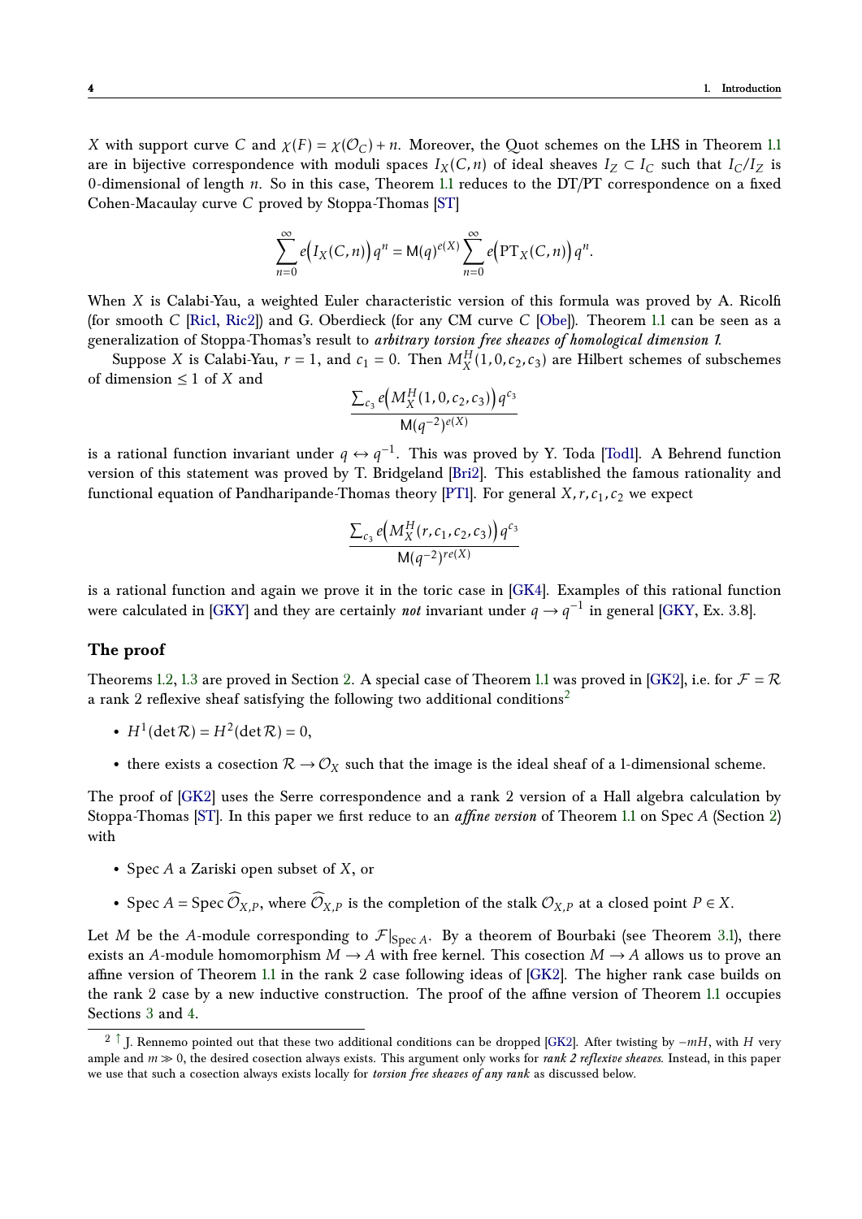$X$ with support curve $C$ and $\chi(F) = \chi(\mathcal{O}_C) + n$. Moreover, the Quot schemes on the LHS in Theorem 1.1 are in bijective correspondence with moduli spaces $I_X(C,n)$ of ideal sheaves $I_Z \subset I_C$ such that $I_C/I_Z$ is 0-dimensional of length $n$. So in this case, Theorem 1.1 reduces to the DT/PT correspondence on a fixed Cohen-Macaulay curve $C$ proved by Stoppa-Thomas [ST]

$$\sum_{n=0}^{\infty} e\Big(I_X(C,n)\Big)\, q^n = \mathsf{M}(q)^{e(X)} \sum_{n=0}^{\infty} e\Big(\mathrm{PT}_X(C,n)\Big)\, q^n.$$

When $X$ is Calabi-Yau, a weighted Euler characteristic version of this formula was proved by A. Ricolfi (for smooth $C$ [Ric1, Ric2]) and G. Oberdieck (for any CM curve $C$ [Obe]). Theorem 1.1 can be seen as a generalization of Stoppa-Thomas's result to *arbitrary torsion free sheaves of homological dimension 1*.

Suppose $X$ is Calabi-Yau, $r = 1$, and $c_1 = 0$. Then $M_X^H(1,0,c_2,c_3)$ are Hilbert schemes of subschemes of dimension $\leq 1$ of $X$ and

$$\frac{\sum_{c_3} e\Big(M_X^H(1,0,c_2,c_3)\Big)\, q^{c_3}}{\mathsf{M}(q^{-2})^{e(X)}}$$

is a rational function invariant under $q \leftrightarrow q^{-1}$. This was proved by Y. Toda [Tod1]. A Behrend function version of this statement was proved by T. Bridgeland [Bri2]. This established the famous rationality and functional equation of Pandharipande-Thomas theory [PT1]. For general $X, r, c_1, c_2$ we expect

$$\frac{\sum_{c_3} e\Big(M_X^H(r,c_1,c_2,c_3)\Big)\, q^{c_3}}{\mathsf{M}(q^{-2})^{re(X)}}$$

is a rational function and again we prove it in the toric case in [GK4]. Examples of this rational function were calculated in [GKY] and they are certainly *not* invariant under $q \to q^{-1}$ in general [GKY, Ex. 3.8].

### The proof

Theorems 1.2, 1.3 are proved in Section 2. A special case of Theorem 1.1 was proved in [GK2], i.e. for $\mathcal{F} = \mathcal{R}$ a rank 2 reflexive sheaf satisfying the following two additional conditions[2]

- $H^1(\det \mathcal{R}) = H^2(\det \mathcal{R}) = 0$,
- there exists a cosection $\mathcal{R} \to \mathcal{O}_X$ such that the image is the ideal sheaf of a 1-dimensional scheme.

The proof of [GK2] uses the Serre correspondence and a rank 2 version of a Hall algebra calculation by Stoppa-Thomas [ST]. In this paper we first reduce to an *affine version* of Theorem 1.1 on $\operatorname{Spec} A$ (Section 2) with

- $\operatorname{Spec} A$ a Zariski open subset of $X$, or
- $\operatorname{Spec} A = \operatorname{Spec} \widehat{\mathcal{O}}_{X,P}$, where $\widehat{\mathcal{O}}_{X,P}$ is the completion of the stalk $\mathcal{O}_{X,P}$ at a closed point $P \in X$.

Let $M$ be the $A$-module corresponding to $\mathcal{F}|_{\operatorname{Spec} A}$. By a theorem of Bourbaki (see Theorem 3.1), there exists an $A$-module homomorphism $M \to A$ with free kernel. This cosection $M \to A$ allows us to prove an affine version of Theorem 1.1 in the rank 2 case following ideas of [GK2]. The higher rank case builds on the rank 2 case by a new inductive construction. The proof of the affine version of Theorem 1.1 occupies Sections 3 and 4.

[2] J. Rennemo pointed out that these two additional conditions can be dropped [GK2]. After twisting by $-mH$, with $H$ very ample and $m \gg 0$, the desired cosection always exists. This argument only works for *rank 2 reflexive sheaves*. Instead, in this paper we use that such a cosection always exists locally for *torsion free sheaves of any rank* as discussed below.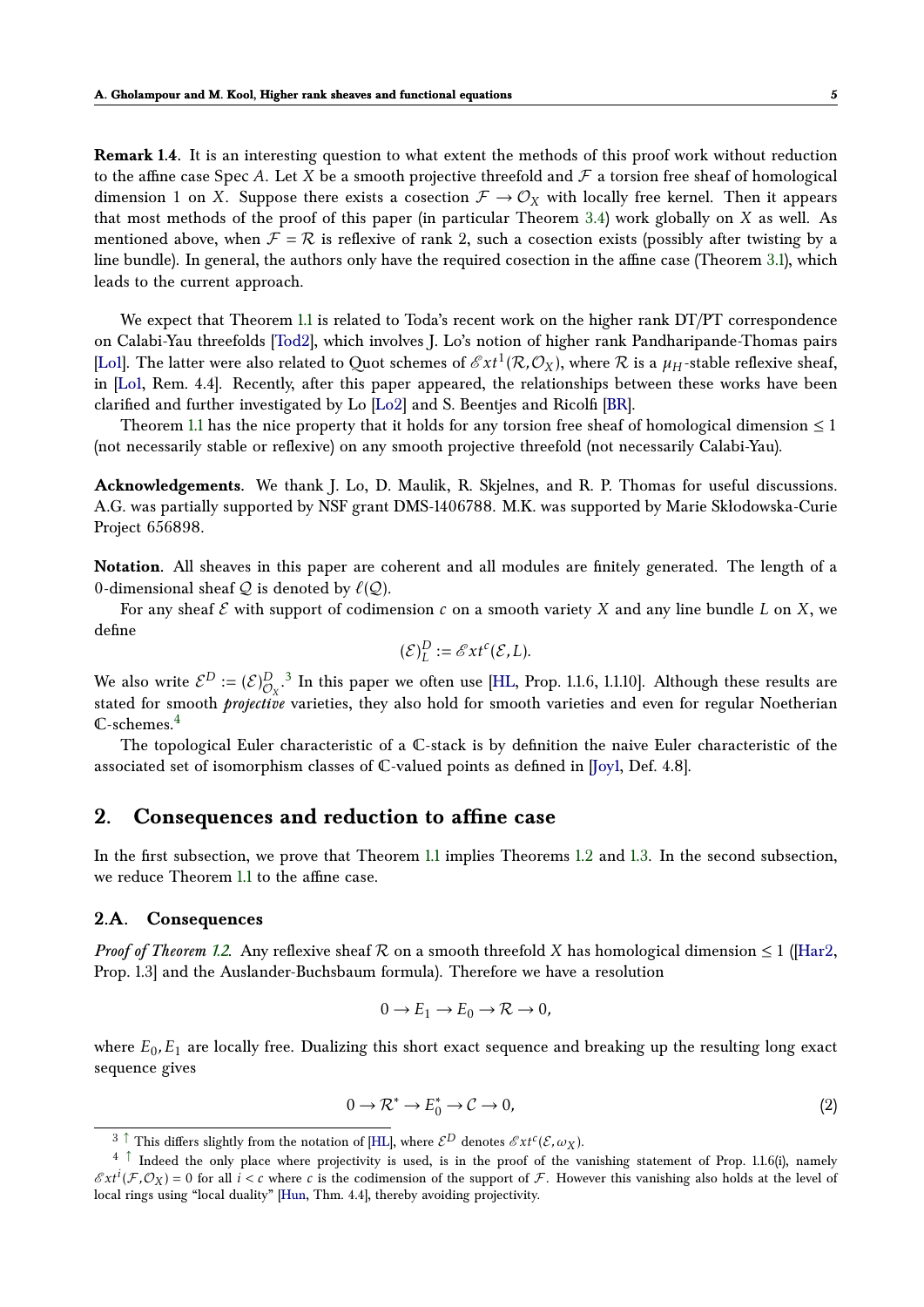**Remark 1.4**. It is an interesting question to what extent the methods of this proof work without reduction to the affine case Spec $A$. Let $X$ be a smooth projective threefold and $\mathcal{F}$ a torsion free sheaf of homological dimension 1 on $X$. Suppose there exists a cosection $\mathcal{F} \to \mathcal{O}_X$ with locally free kernel. Then it appears that most methods of the proof of this paper (in particular Theorem 3.4) work globally on $X$ as well. As mentioned above, when $\mathcal{F} = \mathcal{R}$ is reflexive of rank 2, such a cosection exists (possibly after twisting by a line bundle). In general, the authors only have the required cosection in the affine case (Theorem 3.1), which leads to the current approach.

We expect that Theorem 1.1 is related to Toda's recent work on the higher rank DT/PT correspondence on Calabi-Yau threefolds [Tod2], which involves J. Lo's notion of higher rank Pandharipande-Thomas pairs [Lo1]. The latter were also related to Quot schemes of $\mathscr{E}xt^1(\mathcal{R},\mathcal{O}_X)$, where $\mathcal{R}$ is a $\mu_H$-stable reflexive sheaf, in [Lo1, Rem. 4.4]. Recently, after this paper appeared, the relationships between these works have been clarified and further investigated by Lo [Lo2] and S. Beentjes and Ricolfi [BR].

Theorem 1.1 has the nice property that it holds for any torsion free sheaf of homological dimension $\leq 1$ (not necessarily stable or reflexive) on any smooth projective threefold (not necessarily Calabi-Yau).

**Acknowledgements**. We thank J. Lo, D. Maulik, R. Skjelnes, and R. P. Thomas for useful discussions. A.G. was partially supported by NSF grant DMS-1406788. M.K. was supported by Marie Skłodowska-Curie Project 656898.

**Notation**. All sheaves in this paper are coherent and all modules are finitely generated. The length of a 0-dimensional sheaf $\mathcal{Q}$ is denoted by $\ell(\mathcal{Q})$.

For any sheaf $\mathcal{E}$ with support of codimension $c$ on a smooth variety $X$ and any line bundle $L$ on $X$, we define

$$(\mathcal{E})_L^D := \mathscr{E}xt^c(\mathcal{E}, L).$$

We also write $\mathcal{E}^D := (\mathcal{E})^D_{\mathcal{O}_X}$.[3] In this paper we often use [HL, Prop. 1.1.6, 1.1.10]. Although these results are stated for smooth *projective* varieties, they also hold for smooth varieties and even for regular Noetherian $\mathbb{C}$-schemes.[4]

The topological Euler characteristic of a $\mathbb{C}$-stack is by definition the naive Euler characteristic of the associated set of isomorphism classes of $\mathbb{C}$-valued points as defined in [Joy1, Def. 4.8].

## 2. Consequences and reduction to affine case

In the first subsection, we prove that Theorem 1.1 implies Theorems 1.2 and 1.3. In the second subsection, we reduce Theorem 1.1 to the affine case.

### 2.A. Consequences

*Proof of Theorem 1.2*. Any reflexive sheaf $\mathcal{R}$ on a smooth threefold $X$ has homological dimension $\leq 1$ ([Har2, Prop. 1.3] and the Auslander-Buchsbaum formula). Therefore we have a resolution

$$0 \to E_1 \to E_0 \to \mathcal{R} \to 0,$$

where $E_0, E_1$ are locally free. Dualizing this short exact sequence and breaking up the resulting long exact sequence gives

$$0 \to \mathcal{R}^* \to E_0^* \to \mathcal{C} \to 0, \tag{2}$$

[3] This differs slightly from the notation of [HL], where $\mathcal{E}^D$ denotes $\mathscr{E}xt^c(\mathcal{E},\omega_X)$.

[4] Indeed the only place where projectivity is used, is in the proof of the vanishing statement of Prop. 1.1.6(i), namely $\mathscr{E}xt^i(\mathcal{F},\mathcal{O}_X) = 0$ for all $i < c$ where $c$ is the codimension of the support of $\mathcal{F}$. However this vanishing also holds at the level of local rings using "local duality" [Hun, Thm. 4.4], thereby avoiding projectivity.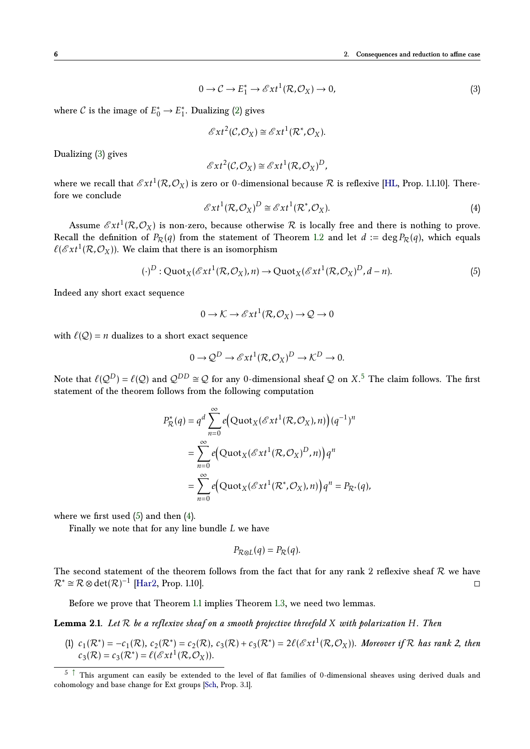$$0 \to \mathcal{C} \to E_1^* \to \mathscr{E}xt^1(\mathcal{R}, \mathcal{O}_X) \to 0, \tag{3}$$

where $\mathcal{C}$ is the image of $E_0^* \to E_1^*$. Dualizing (2) gives

$$\mathscr{E}xt^2(\mathcal{C}, \mathcal{O}_X) \cong \mathscr{E}xt^1(\mathcal{R}^*, \mathcal{O}_X).$$

Dualizing (3) gives

$$\mathscr{E}xt^2(\mathcal{C}, \mathcal{O}_X) \cong \mathscr{E}xt^1(\mathcal{R}, \mathcal{O}_X)^D,$$

where we recall that $\mathscr{E}xt^1(\mathcal{R}, \mathcal{O}_X)$ is zero or 0-dimensional because $\mathcal{R}$ is reflexive [HL, Prop. 1.1.10]. Therefore we conclude

$$\mathscr{E}xt^1(\mathcal{R}, \mathcal{O}_X)^D \cong \mathscr{E}xt^1(\mathcal{R}^*, \mathcal{O}_X). \tag{4}$$

Assume $\mathscr{E}xt^1(\mathcal{R}, \mathcal{O}_X)$ is non-zero, because otherwise $\mathcal{R}$ is locally free and there is nothing to prove. Recall the definition of $P_{\mathcal{R}}(q)$ from the statement of Theorem 1.2 and let $d := \deg P_{\mathcal{R}}(q)$, which equals $\ell(\mathscr{E}xt^1(\mathcal{R}, \mathcal{O}_X))$. We claim that there is an isomorphism

$$(\cdot)^D : \mathrm{Quot}_X(\mathscr{E}xt^1(\mathcal{R}, \mathcal{O}_X), n) \to \mathrm{Quot}_X(\mathscr{E}xt^1(\mathcal{R}, \mathcal{O}_X)^D, d-n). \tag{5}$$

Indeed any short exact sequence

$$0 \to \mathcal{K} \to \mathscr{E}xt^1(\mathcal{R}, \mathcal{O}_X) \to \mathcal{Q} \to 0$$

with $\ell(\mathcal{Q}) = n$ dualizes to a short exact sequence

$$0 \to \mathcal{Q}^D \to \mathscr{E}xt^1(\mathcal{R}, \mathcal{O}_X)^D \to \mathcal{K}^D \to 0.$$

Note that $\ell(\mathcal{Q}^D) = \ell(\mathcal{Q})$ and $\mathcal{Q}^{DD} \cong \mathcal{Q}$ for any 0-dimensional sheaf $\mathcal{Q}$ on $X$.[5] The claim follows. The first statement of the theorem follows from the following computation

$$\begin{aligned}
P_{\mathcal{R}}^*(q) &= q^d \sum_{n=0}^{\infty} e\Big(\mathrm{Quot}_X(\mathscr{E}xt^1(\mathcal{R}, \mathcal{O}_X), n)\Big)(q^{-1})^n \\
&= \sum_{n=0}^{\infty} e\Big(\mathrm{Quot}_X(\mathscr{E}xt^1(\mathcal{R}, \mathcal{O}_X)^D, n)\Big) q^n \\
&= \sum_{n=0}^{\infty} e\Big(\mathrm{Quot}_X(\mathscr{E}xt^1(\mathcal{R}^*, \mathcal{O}_X), n)\Big) q^n = P_{\mathcal{R}^*}(q),
\end{aligned}$$

where we first used (5) and then (4).

Finally we note that for any line bundle $L$ we have

$$P_{\mathcal{R} \otimes L}(q) = P_{\mathcal{R}}(q).$$

The second statement of the theorem follows from the fact that for any rank 2 reflexive sheaf $\mathcal{R}$ we have $\mathcal{R}^* \cong \mathcal{R} \otimes \det(\mathcal{R})^{-1}$ [Har2, Prop. 1.10]. □

Before we prove that Theorem 1.1 implies Theorem 1.3, we need two lemmas.

**Lemma 2.1.** *Let $\mathcal{R}$ be a reflexive sheaf on a smooth projective threefold $X$ with polarization $H$. Then*

(1) $c_1(\mathcal{R}^*) = -c_1(\mathcal{R})$, $c_2(\mathcal{R}^*) = c_2(\mathcal{R})$, $c_3(\mathcal{R}) + c_3(\mathcal{R}^*) = 2\ell(\mathscr{E}xt^1(\mathcal{R}, \mathcal{O}_X))$. *Moreover if $\mathcal{R}$ has rank 2, then* $c_3(\mathcal{R}) = c_3(\mathcal{R}^*) = \ell(\mathscr{E}xt^1(\mathcal{R}, \mathcal{O}_X))$.

---

[5] This argument can easily be extended to the level of flat families of 0-dimensional sheaves using derived duals and cohomology and base change for Ext groups [Sch, Prop. 3.1].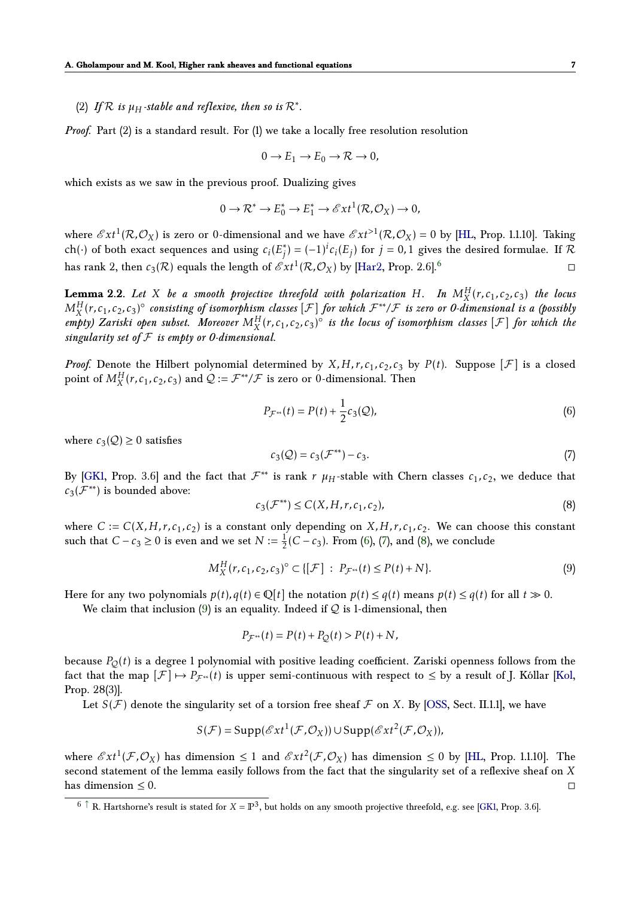(2) *If $\mathcal{R}$ is $\mu_H$-stable and reflexive, then so is $\mathcal{R}^*$.*

*Proof.* Part (2) is a standard result. For (1) we take a locally free resolution resolution

$$0 \to E_1 \to E_0 \to \mathcal{R} \to 0,$$

which exists as we saw in the previous proof. Dualizing gives

$$0 \to \mathcal{R}^* \to E_0^* \to E_1^* \to \mathscr{E}xt^1(\mathcal{R}, \mathcal{O}_X) \to 0,$$

where $\mathscr{E}xt^1(\mathcal{R}, \mathcal{O}_X)$ is zero or 0-dimensional and we have $\mathscr{E}xt^{>1}(\mathcal{R}, \mathcal{O}_X) = 0$ by [HL, Prop. 1.1.10]. Taking $\mathrm{ch}(\cdot)$ of both exact sequences and using $c_i(E_j^*) = (-1)^i c_i(E_j)$ for $j = 0, 1$ gives the desired formulae. If $\mathcal{R}$ has rank 2, then $c_3(\mathcal{R})$ equals the length of $\mathscr{E}xt^1(\mathcal{R}, \mathcal{O}_X)$ by [Har2, Prop. 2.6].[6] $\square$

**Lemma 2.2.** *Let $X$ be a smooth projective threefold with polarization $H$. In $M_X^H(r, c_1, c_2, c_3)$ the locus $M_X^H(r, c_1, c_2, c_3)^\circ$ consisting of isomorphism classes $[\mathcal{F}]$ for which $\mathcal{F}^{**}/\mathcal{F}$ is zero or 0-dimensional is a (possibly empty) Zariski open subset. Moreover $M_X^H(r, c_1, c_2, c_3)^\circ$ is the locus of isomorphism classes $[\mathcal{F}]$ for which the singularity set of $\mathcal{F}$ is empty or 0-dimensional.*

*Proof.* Denote the Hilbert polynomial determined by $X, H, r, c_1, c_2, c_3$ by $P(t)$. Suppose $[\mathcal{F}]$ is a closed point of $M_X^H(r, c_1, c_2, c_3)$ and $\mathcal{Q} := \mathcal{F}^{**}/\mathcal{F}$ is zero or 0-dimensional. Then

$$P_{\mathcal{F}^{**}}(t) = P(t) + \frac{1}{2} c_3(\mathcal{Q}), \tag{6}$$

where $c_3(\mathcal{Q}) \geq 0$ satisfies

$$c_3(\mathcal{Q}) = c_3(\mathcal{F}^{**}) - c_3. \tag{7}$$

By [GK1, Prop. 3.6] and the fact that $\mathcal{F}^{**}$ is rank $r$ $\mu_H$-stable with Chern classes $c_1, c_2$, we deduce that $c_3(\mathcal{F}^{**})$ is bounded above:

$$c_3(\mathcal{F}^{**}) \leq C(X, H, r, c_1, c_2), \tag{8}$$

where $C := C(X, H, r, c_1, c_2)$ is a constant only depending on $X, H, r, c_1, c_2$. We can choose this constant such that $C - c_3 \geq 0$ is even and we set $N := \frac{1}{2}(C - c_3)$. From (6), (7), and (8), we conclude

$$M_X^H(r, c_1, c_2, c_3)^\circ \subset \{[\mathcal{F}] \ : \ P_{\mathcal{F}^{**}}(t) \leq P(t) + N\}. \tag{9}$$

Here for any two polynomials $p(t), q(t) \in \mathbb{Q}[t]$ the notation $p(t) \leq q(t)$ means $p(t) \leq q(t)$ for all $t \gg 0$.

We claim that inclusion (9) is an equality. Indeed if $\mathcal{Q}$ is 1-dimensional, then

$$P_{\mathcal{F}^{**}}(t) = P(t) + P_{\mathcal{Q}}(t) > P(t) + N,$$

because $P_{\mathcal{Q}}(t)$ is a degree 1 polynomial with positive leading coefficient. Zariski openness follows from the fact that the map $[\mathcal{F}] \mapsto P_{\mathcal{F}^{**}}(t)$ is upper semi-continuous with respect to $\leq$ by a result of J. Kóllar [Kol, Prop. 28(3)].

Let $S(\mathcal{F})$ denote the singularity set of a torsion free sheaf $\mathcal{F}$ on $X$. By [OSS, Sect. II.1.1], we have

$$S(\mathcal{F}) = \mathrm{Supp}(\mathscr{E}xt^1(\mathcal{F}, \mathcal{O}_X)) \cup \mathrm{Supp}(\mathscr{E}xt^2(\mathcal{F}, \mathcal{O}_X)),$$

where $\mathscr{E}xt^1(\mathcal{F}, \mathcal{O}_X)$ has dimension $\leq 1$ and $\mathscr{E}xt^2(\mathcal{F}, \mathcal{O}_X)$ has dimension $\leq 0$ by [HL, Prop. 1.1.10]. The second statement of the lemma easily follows from the fact that the singularity set of a reflexive sheaf on $X$ has dimension $\leq 0$. $\square$

[6] R. Hartshorne's result is stated for $X = \mathbb{P}^3$, but holds on any smooth projective threefold, e.g. see [GK1, Prop. 3.6].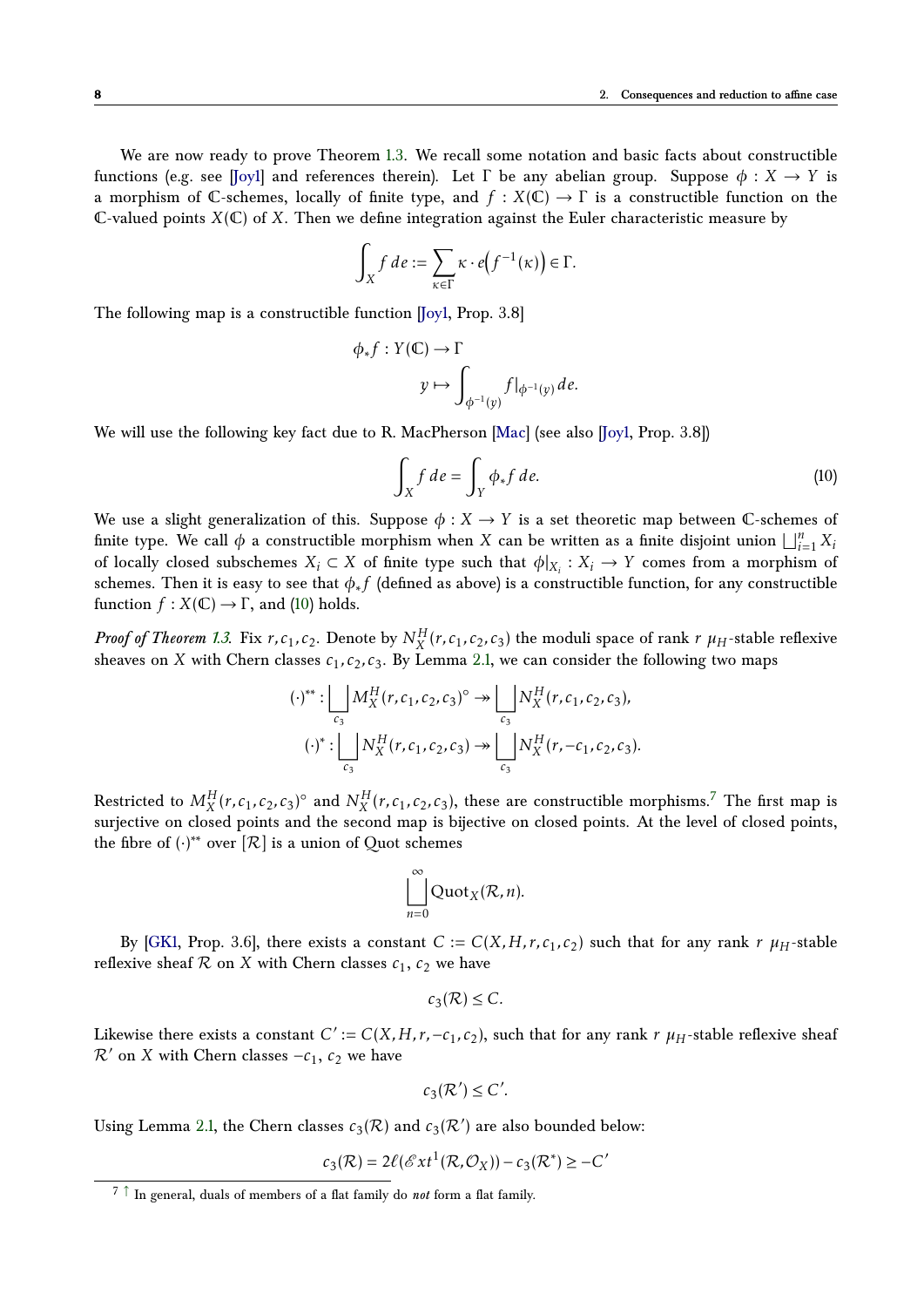We are now ready to prove Theorem 1.3. We recall some notation and basic facts about constructible functions (e.g. see [Joy1] and references therein). Let $\Gamma$ be any abelian group. Suppose $\phi : X \to Y$ is a morphism of $\mathbb{C}$-schemes, locally of finite type, and $f : X(\mathbb{C}) \to \Gamma$ is a constructible function on the $\mathbb{C}$-valued points $X(\mathbb{C})$ of $X$. Then we define integration against the Euler characteristic measure by

$$\int_X f\, de := \sum_{\kappa \in \Gamma} \kappa \cdot e\Big(f^{-1}(\kappa)\Big) \in \Gamma.$$

The following map is a constructible function [Joy1, Prop. 3.8]

$$\begin{aligned} \phi_* f : Y(\mathbb{C}) &\to \Gamma \\ y &\mapsto \int_{\phi^{-1}(y)} f|_{\phi^{-1}(y)}\, de. \end{aligned}$$

We will use the following key fact due to R. MacPherson [Mac] (see also [Joy1, Prop. 3.8])

$$\int_X f\, de = \int_Y \phi_* f\, de. \tag{10}$$

We use a slight generalization of this. Suppose $\phi : X \to Y$ is a set theoretic map between $\mathbb{C}$-schemes of finite type. We call $\phi$ a constructible morphism when $X$ can be written as a finite disjoint union $\bigsqcup_{i=1}^n X_i$ of locally closed subschemes $X_i \subset X$ of finite type such that $\phi|_{X_i} : X_i \to Y$ comes from a morphism of schemes. Then it is easy to see that $\phi_* f$ (defined as above) is a constructible function, for any constructible function $f : X(\mathbb{C}) \to \Gamma$, and (10) holds.

*Proof of Theorem 1.3.* Fix $r, c_1, c_2$. Denote by $N_X^H(r, c_1, c_2, c_3)$ the moduli space of rank $r$ $\mu_H$-stable reflexive sheaves on $X$ with Chern classes $c_1, c_2, c_3$. By Lemma 2.1, we can consider the following two maps

$$\begin{aligned} (\cdot)^{**} : \bigsqcup_{c_3} M_X^H(r, c_1, c_2, c_3)^\circ &\twoheadrightarrow \bigsqcup_{c_3} N_X^H(r, c_1, c_2, c_3), \\ (\cdot)^{*} : \bigsqcup_{c_3} N_X^H(r, c_1, c_2, c_3) &\twoheadrightarrow \bigsqcup_{c_3} N_X^H(r, -c_1, c_2, c_3). \end{aligned}$$

Restricted to $M_X^H(r, c_1, c_2, c_3)^\circ$ and $N_X^H(r, c_1, c_2, c_3)$, these are constructible morphisms.[7] The first map is surjective on closed points and the second map is bijective on closed points. At the level of closed points, the fibre of $(\cdot)^{**}$ over $[\mathcal{R}]$ is a union of Quot schemes

$$\bigsqcup_{n=0}^{\infty} \mathrm{Quot}_X(\mathcal{R}, n).$$

By [GK1, Prop. 3.6], there exists a constant $C := C(X, H, r, c_1, c_2)$ such that for any rank $r$ $\mu_H$-stable reflexive sheaf $\mathcal{R}$ on $X$ with Chern classes $c_1$, $c_2$ we have

$$c_3(\mathcal{R}) \leq C.$$

Likewise there exists a constant $C' := C(X, H, r, -c_1, c_2)$, such that for any rank $r$ $\mu_H$-stable reflexive sheaf $\mathcal{R}'$ on $X$ with Chern classes $-c_1$, $c_2$ we have

$$c_3(\mathcal{R}') \leq C'.$$

Using Lemma 2.1, the Chern classes $c_3(\mathcal{R})$ and $c_3(\mathcal{R}')$ are also bounded below:

$$c_3(\mathcal{R}) = 2\ell(\mathscr{E}xt^1(\mathcal{R}, \mathcal{O}_X)) - c_3(\mathcal{R}^*) \geq -C'$$

[7] In general, duals of members of a flat family do *not* form a flat family.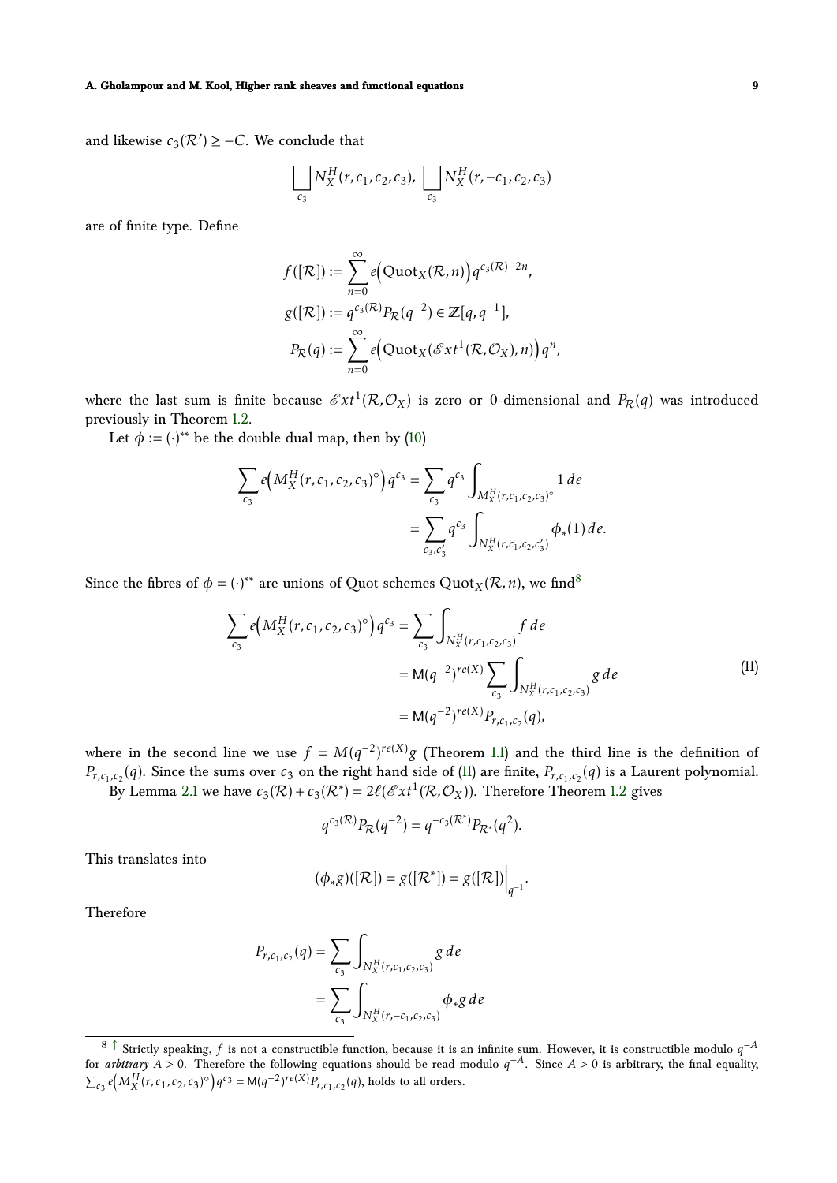and likewise $c_3(\mathcal{R}') \geq -C$. We conclude that

$$\bigsqcup_{c_3} N_X^H(r, c_1, c_2, c_3), \; \bigsqcup_{c_3} N_X^H(r, -c_1, c_2, c_3)$$

are of finite type. Define

$$\begin{aligned}
f([\mathcal{R}]) &:= \sum_{n=0}^{\infty} e\Big(\mathrm{Quot}_X(\mathcal{R}, n)\Big) q^{c_3(\mathcal{R})-2n}, \\
g([\mathcal{R}]) &:= q^{c_3(\mathcal{R})} P_{\mathcal{R}}(q^{-2}) \in \mathbb{Z}[q, q^{-1}], \\
P_{\mathcal{R}}(q) &:= \sum_{n=0}^{\infty} e\Big(\mathrm{Quot}_X(\mathscr{E}xt^1(\mathcal{R}, \mathcal{O}_X), n)\Big) q^n,
\end{aligned}$$

where the last sum is finite because $\mathscr{E}xt^1(\mathcal{R}, \mathcal{O}_X)$ is zero or 0-dimensional and $P_{\mathcal{R}}(q)$ was introduced previously in Theorem 1.2.

Let $\phi := (\cdot)^{**}$ be the double dual map, then by (10)

$$\begin{aligned}
\sum_{c_3} e\Big(M_X^H(r, c_1, c_2, c_3)^\circ\Big) q^{c_3} &= \sum_{c_3} q^{c_3} \int_{M_X^H(r, c_1, c_2, c_3)^\circ} 1 \, de \\
&= \sum_{c_3, c_3'} q^{c_3} \int_{N_X^H(r, c_1, c_2, c_3')} \phi_*(1) \, de.
\end{aligned}$$

Since the fibres of $\phi = (\cdot)^{**}$ are unions of Quot schemes $\mathrm{Quot}_X(\mathcal{R}, n)$, we find[8]

$$\begin{aligned}
\sum_{c_3} e\Big(M_X^H(r, c_1, c_2, c_3)^\circ\Big) q^{c_3} &= \sum_{c_3} \int_{N_X^H(r, c_1, c_2, c_3)} f \, de \\
&= \mathsf{M}(q^{-2})^{re(X)} \sum_{c_3} \int_{N_X^H(r, c_1, c_2, c_3)} g \, de \\
&= \mathsf{M}(q^{-2})^{re(X)} P_{r, c_1, c_2}(q),
\end{aligned} \tag{11}$$

where in the second line we use $f = M(q^{-2})^{re(X)} g$ (Theorem 1.1) and the third line is the definition of $P_{r, c_1, c_2}(q)$. Since the sums over $c_3$ on the right hand side of (11) are finite, $P_{r, c_1, c_2}(q)$ is a Laurent polynomial.

By Lemma 2.1 we have $c_3(\mathcal{R}) + c_3(\mathcal{R}^*) = 2\ell(\mathscr{E}xt^1(\mathcal{R}, \mathcal{O}_X))$. Therefore Theorem 1.2 gives

$$q^{c_3(\mathcal{R})} P_{\mathcal{R}}(q^{-2}) = q^{-c_3(\mathcal{R}^*)} P_{\mathcal{R}^*}(q^2).$$

This translates into

$$(\phi_* g)([\mathcal{R}]) = g([\mathcal{R}^*]) = g([\mathcal{R}])\Big|_{q^{-1}}.$$

Therefore

$$\begin{aligned}
P_{r, c_1, c_2}(q) &= \sum_{c_3} \int_{N_X^H(r, c_1, c_2, c_3)} g \, de \\
&= \sum_{c_3} \int_{N_X^H(r, -c_1, c_2, c_3)} \phi_* g \, de
\end{aligned}$$

---

[8] Strictly speaking, $f$ is not a constructible function, because it is an infinite sum. However, it is constructible modulo $q^{-A}$ for *arbitrary* $A > 0$. Therefore the following equations should be read modulo $q^{-A}$. Since $A > 0$ is arbitrary, the final equality, $\sum_{c_3} e\Big(M_X^H(r, c_1, c_2, c_3)^\circ\Big) q^{c_3} = \mathsf{M}(q^{-2})^{re(X)} P_{r, c_1, c_2}(q)$, holds to all orders.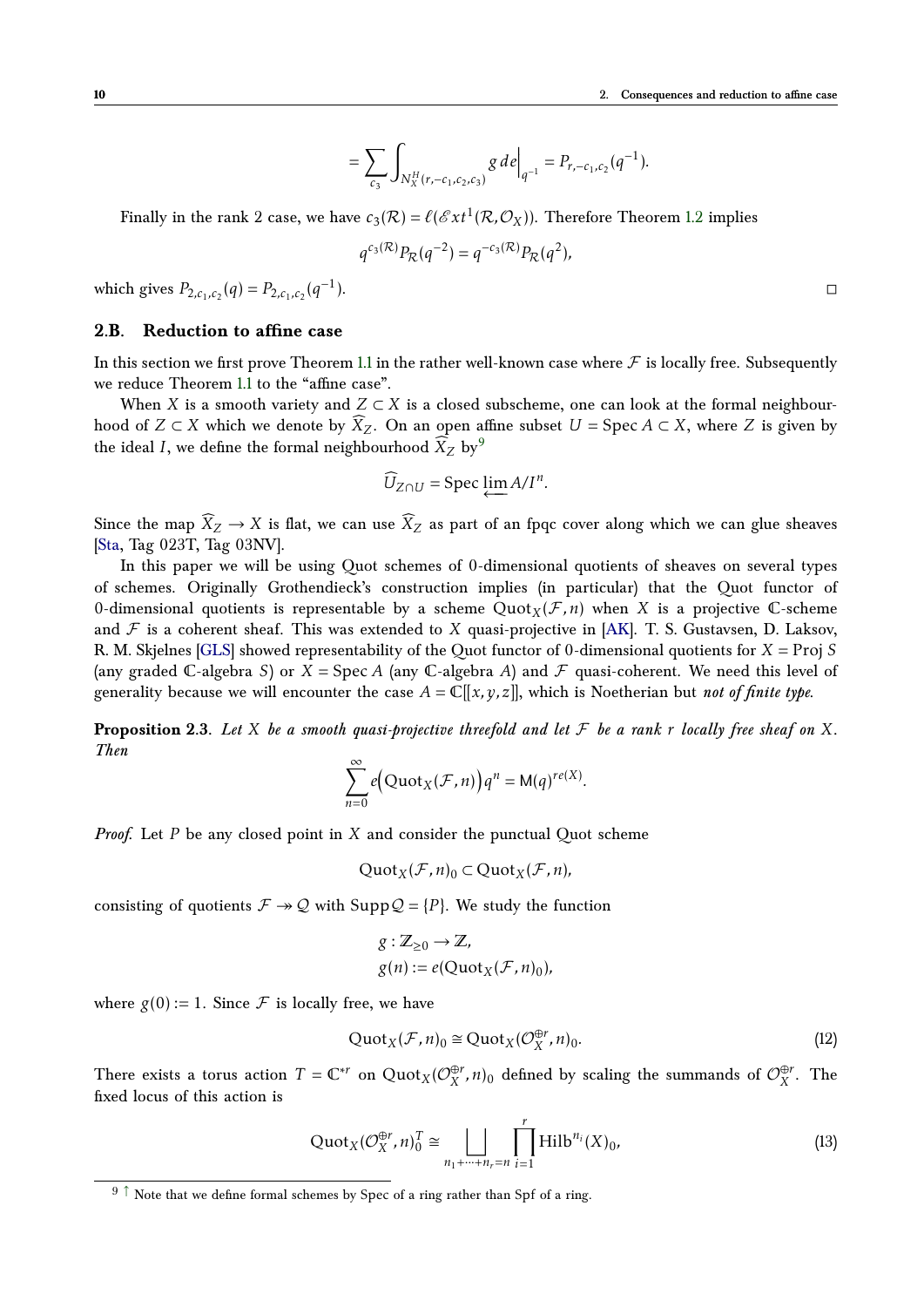$$= \sum_{c_3} \int_{N_X^H(r,-c_1,c_2,c_3)} g\, de \Big|_{q^{-1}} = P_{r,-c_1,c_2}(q^{-1}).$$

Finally in the rank 2 case, we have $c_3(\mathcal{R}) = \ell(\mathscr{E}xt^1(\mathcal{R}, \mathcal{O}_X))$. Therefore Theorem 1.2 implies

$$q^{c_3(\mathcal{R})} P_{\mathcal{R}}(q^{-2}) = q^{-c_3(\mathcal{R})} P_{\mathcal{R}}(q^2),$$

which gives $P_{2,c_1,c_2}(q) = P_{2,c_1,c_2}(q^{-1})$. □

## 2.B. Reduction to affine case

In this section we first prove Theorem 1.1 in the rather well-known case where $\mathcal{F}$ is locally free. Subsequently we reduce Theorem 1.1 to the "affine case".

When $X$ is a smooth variety and $Z \subset X$ is a closed subscheme, one can look at the formal neighbourhood of $Z \subset X$ which we denote by $\widehat{X}_Z$. On an open affine subset $U = \operatorname{Spec} A \subset X$, where $Z$ is given by the ideal $I$, we define the formal neighbourhood $\widehat{X}_Z$ by[9]

$$\widehat{U}_{Z\cap U} = \operatorname{Spec} \varprojlim A/I^n.$$

Since the map $\widehat{X}_Z \to X$ is flat, we can use $\widehat{X}_Z$ as part of an fpqc cover along which we can glue sheaves [Sta, Tag 023T, Tag 03NV].

In this paper we will be using Quot schemes of 0-dimensional quotients of sheaves on several types of schemes. Originally Grothendieck's construction implies (in particular) that the Quot functor of 0-dimensional quotients is representable by a scheme $\operatorname{Quot}_X(\mathcal{F}, n)$ when $X$ is a projective $\mathbb{C}$-scheme and $\mathcal{F}$ is a coherent sheaf. This was extended to $X$ quasi-projective in [AK]. T. S. Gustavsen, D. Laksov, R. M. Skjelnes [GLS] showed representability of the Quot functor of 0-dimensional quotients for $X = \operatorname{Proj} S$ (any graded $\mathbb{C}$-algebra $S$) or $X = \operatorname{Spec} A$ (any $\mathbb{C}$-algebra $A$) and $\mathcal{F}$ quasi-coherent. We need this level of generality because we will encounter the case $A = \mathbb{C}[[x, y, z]]$, which is Noetherian but *not of finite type*.

**Proposition 2.3.** *Let $X$ be a smooth quasi-projective threefold and let $\mathcal{F}$ be a rank $r$ locally free sheaf on $X$. Then*

$$\sum_{n=0}^{\infty} e\Big(\operatorname{Quot}_X(\mathcal{F}, n)\Big) q^n = \mathsf{M}(q)^{re(X)}.$$

*Proof.* Let $P$ be any closed point in $X$ and consider the punctual Quot scheme

$$\operatorname{Quot}_X(\mathcal{F}, n)_0 \subset \operatorname{Quot}_X(\mathcal{F}, n),$$

consisting of quotients $\mathcal{F} \twoheadrightarrow \mathcal{Q}$ with $\operatorname{Supp} \mathcal{Q} = \{P\}$. We study the function

$$g : \mathbb{Z}_{\geq 0} \to \mathbb{Z},$$
$$g(n) := e(\operatorname{Quot}_X(\mathcal{F}, n)_0),$$

where $g(0) := 1$. Since $\mathcal{F}$ is locally free, we have

$$\operatorname{Quot}_X(\mathcal{F}, n)_0 \cong \operatorname{Quot}_X(\mathcal{O}_X^{\oplus r}, n)_0. \tag{12}$$

There exists a torus action $T = \mathbb{C}^{*r}$ on $\operatorname{Quot}_X(\mathcal{O}_X^{\oplus r}, n)_0$ defined by scaling the summands of $\mathcal{O}_X^{\oplus r}$. The fixed locus of this action is

$$\operatorname{Quot}_X(\mathcal{O}_X^{\oplus r}, n)_0^T \cong \bigsqcup_{n_1+\cdots+n_r=n} \prod_{i=1}^{r} \operatorname{Hilb}^{n_i}(X)_0, \tag{13}$$

[9] Note that we define formal schemes by Spec of a ring rather than Spf of a ring.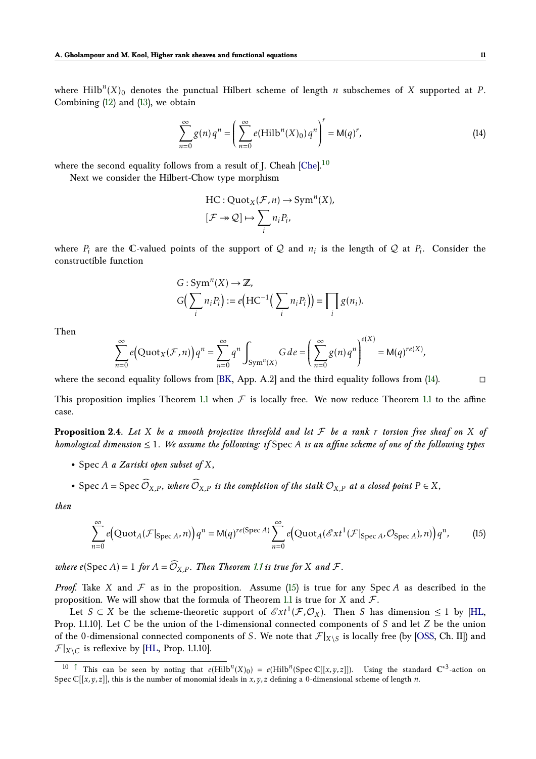where $\mathrm{Hilb}^n(X)_0$ denotes the punctual Hilbert scheme of length $n$ subschemes of $X$ supported at $P$. Combining (12) and (13), we obtain

$$\sum_{n=0}^{\infty} g(n)\, q^n = \left( \sum_{n=0}^{\infty} e(\mathrm{Hilb}^n(X)_0)\, q^n \right)^r = \mathsf{M}(q)^r, \tag{14}$$

where the second equality follows from a result of J. Cheah [Che].[10]

Next we consider the Hilbert-Chow type morphism

$$\mathrm{HC} : \mathrm{Quot}_X(\mathcal{F}, n) \to \mathrm{Sym}^n(X),$$
$$[\mathcal{F} \twoheadrightarrow \mathcal{Q}] \mapsto \sum_i n_i P_i,$$

where $P_i$ are the $\mathbb{C}$-valued points of the support of $\mathcal{Q}$ and $n_i$ is the length of $\mathcal{Q}$ at $P_i$. Consider the constructible function

$$G : \mathrm{Sym}^n(X) \to \mathbb{Z},$$
$$G\Big(\sum_i n_i P_i\Big) := e\Big(\mathrm{HC}^{-1}\Big(\sum_i n_i P_i\Big)\Big) = \prod_i g(n_i).$$

Then

$$\sum_{n=0}^{\infty} e\Big(\mathrm{Quot}_X(\mathcal{F}, n)\Big)\, q^n = \sum_{n=0}^{\infty} q^n \int_{\mathrm{Sym}^n(X)} G\, de = \left( \sum_{n=0}^{\infty} g(n)\, q^n \right)^{e(X)} = \mathsf{M}(q)^{re(X)},$$

where the second equality follows from [BK, App. A.2] and the third equality follows from (14). $\square$

This proposition implies Theorem 1.1 when $\mathcal{F}$ is locally free. We now reduce Theorem 1.1 to the affine case.

**Proposition 2.4.** *Let $X$ be a smooth projective threefold and let $\mathcal{F}$ be a rank $r$ torsion free sheaf on $X$ of homological dimension $\leq 1$. We assume the following: if $\mathrm{Spec}\, A$ is an affine scheme of one of the following types*

- *$\mathrm{Spec}\, A$ a Zariski open subset of $X$,*
- *$\mathrm{Spec}\, A = \mathrm{Spec}\, \widehat{\mathcal{O}}_{X,P}$, where $\widehat{\mathcal{O}}_{X,P}$ is the completion of the stalk $\mathcal{O}_{X,P}$ at a closed point $P \in X$,*

*then*

$$\sum_{n=0}^{\infty} e\Big(\mathrm{Quot}_A(\mathcal{F}|_{\mathrm{Spec}\, A}, n)\Big)\, q^n = \mathsf{M}(q)^{re(\mathrm{Spec}\, A)} \sum_{n=0}^{\infty} e\Big(\mathrm{Quot}_A(\mathscr{E}xt^1(\mathcal{F}|_{\mathrm{Spec}\, A}, \mathcal{O}_{\mathrm{Spec}\, A}), n)\Big)\, q^n, \tag{15}$$

*where $e(\mathrm{Spec}\, A) = 1$ for $A = \widehat{\mathcal{O}}_{X,P}$. Then Theorem 1.1 is true for $X$ and $\mathcal{F}$.*

*Proof.* Take $X$ and $\mathcal{F}$ as in the proposition. Assume (15) is true for any $\mathrm{Spec}\, A$ as described in the proposition. We will show that the formula of Theorem 1.1 is true for $X$ and $\mathcal{F}$.

Let $S \subset X$ be the scheme-theoretic support of $\mathscr{E}xt^1(\mathcal{F}, \mathcal{O}_X)$. Then $S$ has dimension $\leq 1$ by [HL, Prop. 1.1.10]. Let $C$ be the union of the 1-dimensional connected components of $S$ and let $Z$ be the union of the 0-dimensional connected components of $S$. We note that $\mathcal{F}|_{X \setminus S}$ is locally free (by [OSS, Ch. II]) and $\mathcal{F}|_{X \setminus C}$ is reflexive by [HL, Prop. 1.1.10].

---

[10] This can be seen by noting that $e(\mathrm{Hilb}^n(X)_0) = e(\mathrm{Hilb}^n(\mathrm{Spec}\, \mathbb{C}[[x,y,z]])$. Using the standard $\mathbb{C}^{*3}$-action on $\mathrm{Spec}\, \mathbb{C}[[x,y,z]]$, this is the number of monomial ideals in $x, y, z$ defining a 0-dimensional scheme of length $n$.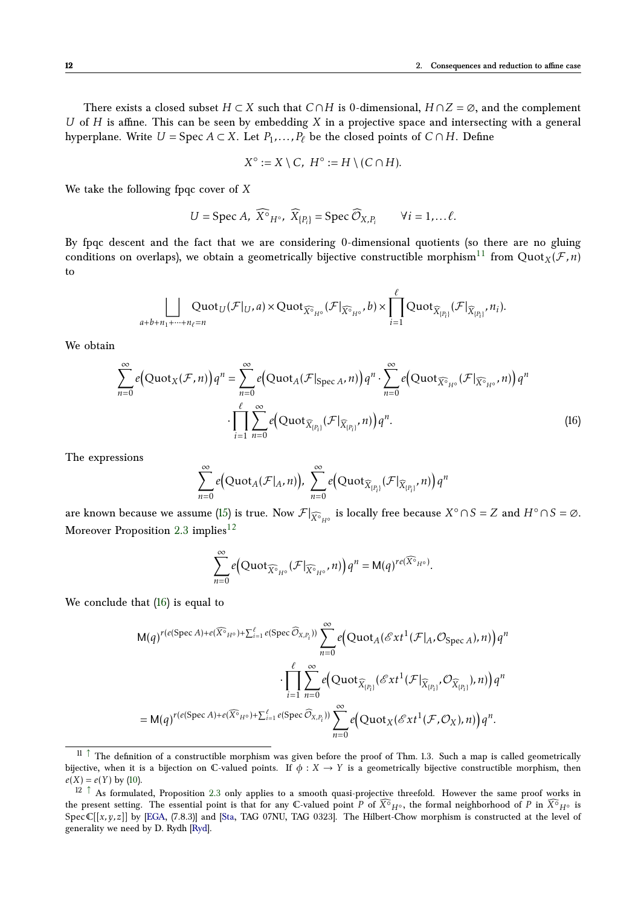There exists a closed subset $H \subset X$ such that $C \cap H$ is 0-dimensional, $H \cap Z = \varnothing$, and the complement $U$ of $H$ is affine. This can be seen by embedding $X$ in a projective space and intersecting with a general hyperplane. Write $U = \operatorname{Spec} A \subset X$. Let $P_1, \ldots, P_\ell$ be the closed points of $C \cap H$. Define

$$X^\circ := X \setminus C, \; H^\circ := H \setminus (C \cap H).$$

We take the following fpqc cover of $X$

$$U = \operatorname{Spec} A, \; \widehat{X^\circ}_{H^\circ}, \; \widehat{X}_{\{P_i\}} = \operatorname{Spec} \widehat{\mathcal{O}}_{X,P_i} \qquad \forall i = 1, \ldots \ell.$$

By fpqc descent and the fact that we are considering 0-dimensional quotients (so there are no gluing conditions on overlaps), we obtain a geometrically bijective constructible morphism[11] from $\operatorname{Quot}_X(\mathcal{F}, n)$ to

$$\bigsqcup_{a+b+n_1+\cdots+n_\ell = n} \operatorname{Quot}_U(\mathcal{F}|_U, a) \times \operatorname{Quot}_{\widehat{X^\circ}_{H^\circ}}(\mathcal{F}|_{\widehat{X^\circ}_{H^\circ}}, b) \times \prod_{i=1}^{\ell} \operatorname{Quot}_{\widehat{X}_{\{P_i\}}}(\mathcal{F}|_{\widehat{X}_{\{P_i\}}}, n_i).$$

We obtain

$$\sum_{n=0}^{\infty} e\Big(\operatorname{Quot}_X(\mathcal{F}, n)\Big) q^n = \sum_{n=0}^{\infty} e\Big(\operatorname{Quot}_A(\mathcal{F}|_{\operatorname{Spec} A}, n)\Big) q^n \cdot \sum_{n=0}^{\infty} e\Big(\operatorname{Quot}_{\widehat{X^\circ}_{H^\circ}}(\mathcal{F}|_{\widehat{X^\circ}_{H^\circ}}, n)\Big) q^n$$
$$\cdot \prod_{i=1}^{\ell} \sum_{n=0}^{\infty} e\Big(\operatorname{Quot}_{\widehat{X}_{\{P_i\}}}(\mathcal{F}|_{\widehat{X}_{\{P_i\}}}, n)\Big) q^n. \tag{16}$$

The expressions

$$\sum_{n=0}^{\infty} e\Big(\operatorname{Quot}_A(\mathcal{F}|_A, n)\Big), \; \sum_{n=0}^{\infty} e\Big(\operatorname{Quot}_{\widehat{X}_{\{P_i\}}}(\mathcal{F}|_{\widehat{X}_{\{P_i\}}}, n)\Big) q^n$$

are known because we assume (15) is true. Now $\mathcal{F}|_{\widehat{X^\circ}_{H^\circ}}$ is locally free because $X^\circ \cap S = Z$ and $H^\circ \cap S = \varnothing$. Moreover Proposition 2.3 implies[12]

$$\sum_{n=0}^{\infty} e\Big(\operatorname{Quot}_{\widehat{X^\circ}_{H^\circ}}(\mathcal{F}|_{\widehat{X^\circ}_{H^\circ}}, n)\Big) q^n = \mathsf{M}(q)^{re(\widehat{X^\circ}_{H^\circ})}.$$

We conclude that (16) is equal to

$$\mathsf{M}(q)^{r(e(\operatorname{Spec} A) + e(\widehat{X^\circ}_{H^\circ}) + \sum_{i=1}^{\ell} e(\operatorname{Spec} \widehat{\mathcal{O}}_{X,P_i}))} \sum_{n=0}^{\infty} e\Big(\operatorname{Quot}_A(\mathscr{E}xt^1(\mathcal{F}|_A, \mathcal{O}_{\operatorname{Spec} A}), n)\Big) q^n$$
$$\cdot \prod_{i=1}^{\ell} \sum_{n=0}^{\infty} e\Big(\operatorname{Quot}_{\widehat{X}_{\{P_i\}}}(\mathscr{E}xt^1(\mathcal{F}|_{\widehat{X}_{\{P_i\}}}, \mathcal{O}_{\widehat{X}_{\{P_i\}}}), n)\Big) q^n$$
$$= \mathsf{M}(q)^{r(e(\operatorname{Spec} A) + e(\widehat{X^\circ}_{H^\circ}) + \sum_{i=1}^{\ell} e(\operatorname{Spec} \widehat{\mathcal{O}}_{X,P_i}))} \sum_{n=0}^{\infty} e\Big(\operatorname{Quot}_X(\mathscr{E}xt^1(\mathcal{F}, \mathcal{O}_X), n)\Big) q^n.$$

---

[11] The definition of a constructible morphism was given before the proof of Thm. 1.3. Such a map is called geometrically bijective, when it is a bijection on $\mathbb{C}$-valued points. If $\phi : X \to Y$ is a geometrically bijective constructible morphism, then $e(X) = e(Y)$ by (10).

[12] As formulated, Proposition 2.3 only applies to a smooth quasi-projective threefold. However the same proof works in the present setting. The essential point is that for any $\mathbb{C}$-valued point $P$ of $\widehat{X^\circ}_{H^\circ}$, the formal neighborhood of $P$ in $\widehat{X^\circ}_{H^\circ}$ is $\operatorname{Spec} \mathbb{C}[[x, y, z]]$ by [EGA, (7.8.3)] and [Sta, TAG 07NU, TAG 0323]. The Hilbert-Chow morphism is constructed at the level of generality we need by D. Rydh [Ryd].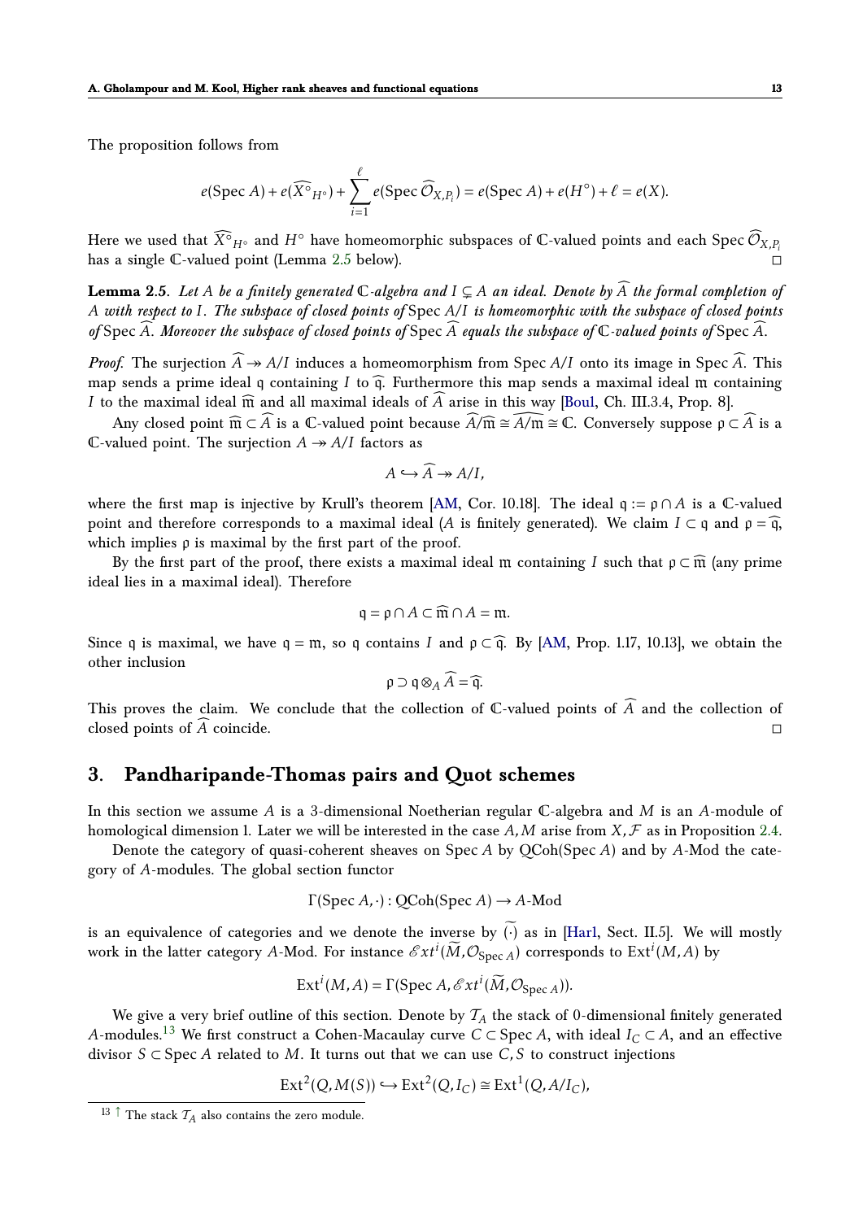The proposition follows from

$$e(\operatorname{Spec} A) + e(\widehat{X^\circ}_{H^\circ}) + \sum_{i=1}^{\ell} e(\operatorname{Spec} \widehat{\mathcal{O}}_{X,P_i}) = e(\operatorname{Spec} A) + e(H^\circ) + \ell = e(X).$$

Here we used that $\widehat{X^\circ}_{H^\circ}$ and $H^\circ$ have homeomorphic subspaces of $\mathbb{C}$-valued points and each $\operatorname{Spec} \widehat{\mathcal{O}}_{X,P_i}$ has a single $\mathbb{C}$-valued point (Lemma 2.5 below). ◻

**Lemma 2.5.** *Let $A$ be a finitely generated $\mathbb{C}$-algebra and $I \subsetneq A$ an ideal. Denote by $\widehat{A}$ the formal completion of $A$ with respect to $I$. The subspace of closed points of* $\operatorname{Spec} A/I$ *is homeomorphic with the subspace of closed points of* $\operatorname{Spec} \widehat{A}$*. Moreover the subspace of closed points of* $\operatorname{Spec} \widehat{A}$ *equals the subspace of $\mathbb{C}$-valued points of* $\operatorname{Spec} \widehat{A}$.

*Proof.* The surjection $\widehat{A} \twoheadrightarrow A/I$ induces a homeomorphism from $\operatorname{Spec} A/I$ onto its image in $\operatorname{Spec} \widehat{A}$. This map sends a prime ideal $\mathfrak{q}$ containing $I$ to $\widehat{\mathfrak{q}}$. Furthermore this map sends a maximal ideal $\mathfrak{m}$ containing $I$ to the maximal ideal $\widehat{\mathfrak{m}}$ and all maximal ideals of $\widehat{A}$ arise in this way [Boul, Ch. III.3.4, Prop. 8].

Any closed point $\widehat{\mathfrak{m}} \subset \widehat{A}$ is a $\mathbb{C}$-valued point because $\widehat{A}/\widehat{\mathfrak{m}} \cong \widehat{A/\mathfrak{m}} \cong \mathbb{C}$. Conversely suppose $\mathfrak{p} \subset \widehat{A}$ is a $\mathbb{C}$-valued point. The surjection $A \twoheadrightarrow A/I$ factors as

$$A \hookrightarrow \widehat{A} \twoheadrightarrow A/I,$$

where the first map is injective by Krull's theorem [AM, Cor. 10.18]. The ideal $\mathfrak{q} := \mathfrak{p} \cap A$ is a $\mathbb{C}$-valued point and therefore corresponds to a maximal ideal ($A$ is finitely generated). We claim $I \subset \mathfrak{q}$ and $\mathfrak{p} = \widehat{\mathfrak{q}}$, which implies $\mathfrak{p}$ is maximal by the first part of the proof.

By the first part of the proof, there exists a maximal ideal $\mathfrak{m}$ containing $I$ such that $\mathfrak{p} \subset \widehat{\mathfrak{m}}$ (any prime ideal lies in a maximal ideal). Therefore

$$\mathfrak{q} = \mathfrak{p} \cap A \subset \widehat{\mathfrak{m}} \cap A = \mathfrak{m}.$$

Since $\mathfrak{q}$ is maximal, we have $\mathfrak{q} = \mathfrak{m}$, so $\mathfrak{q}$ contains $I$ and $\mathfrak{p} \subset \widehat{\mathfrak{q}}$. By [AM, Prop. 1.17, 10.13], we obtain the other inclusion

$$\mathfrak{p} \supset \mathfrak{q} \otimes_A \widehat{A} = \widehat{\mathfrak{q}}.$$

This proves the claim. We conclude that the collection of $\mathbb{C}$-valued points of $\widehat{A}$ and the collection of closed points of $\widehat{A}$ coincide. ◻

## 3. Pandharipande-Thomas pairs and Quot schemes

In this section we assume $A$ is a 3-dimensional Noetherian regular $\mathbb{C}$-algebra and $M$ is an $A$-module of homological dimension 1. Later we will be interested in the case $A, M$ arise from $X, \mathcal{F}$ as in Proposition 2.4.

Denote the category of quasi-coherent sheaves on $\operatorname{Spec} A$ by $\operatorname{QCoh}(\operatorname{Spec} A)$ and by $A$-Mod the category of $A$-modules. The global section functor

$$\Gamma(\operatorname{Spec} A, \cdot) : \operatorname{QCoh}(\operatorname{Spec} A) \to A\text{-Mod}$$

is an equivalence of categories and we denote the inverse by $\widetilde{(\cdot)}$ as in [Har1, Sect. II.5]. We will mostly work in the latter category $A$-Mod. For instance $\mathscr{E}xt^i(\widetilde{M}, \mathcal{O}_{\operatorname{Spec} A})$ corresponds to $\operatorname{Ext}^i(M, A)$ by

$$\operatorname{Ext}^i(M, A) = \Gamma(\operatorname{Spec} A, \mathscr{E}xt^i(\widetilde{M}, \mathcal{O}_{\operatorname{Spec} A})).$$

We give a very brief outline of this section. Denote by $\mathcal{T}_A$ the stack of 0-dimensional finitely generated $A$-modules.[13] We first construct a Cohen-Macaulay curve $C \subset \operatorname{Spec} A$, with ideal $I_C \subset A$, and an effective divisor $S \subset \operatorname{Spec} A$ related to $M$. It turns out that we can use $C, S$ to construct injections

$$\operatorname{Ext}^2(Q, M(S)) \hookrightarrow \operatorname{Ext}^2(Q, I_C) \cong \operatorname{Ext}^1(Q, A/I_C),$$

[13] The stack $\mathcal{T}_A$ also contains the zero module.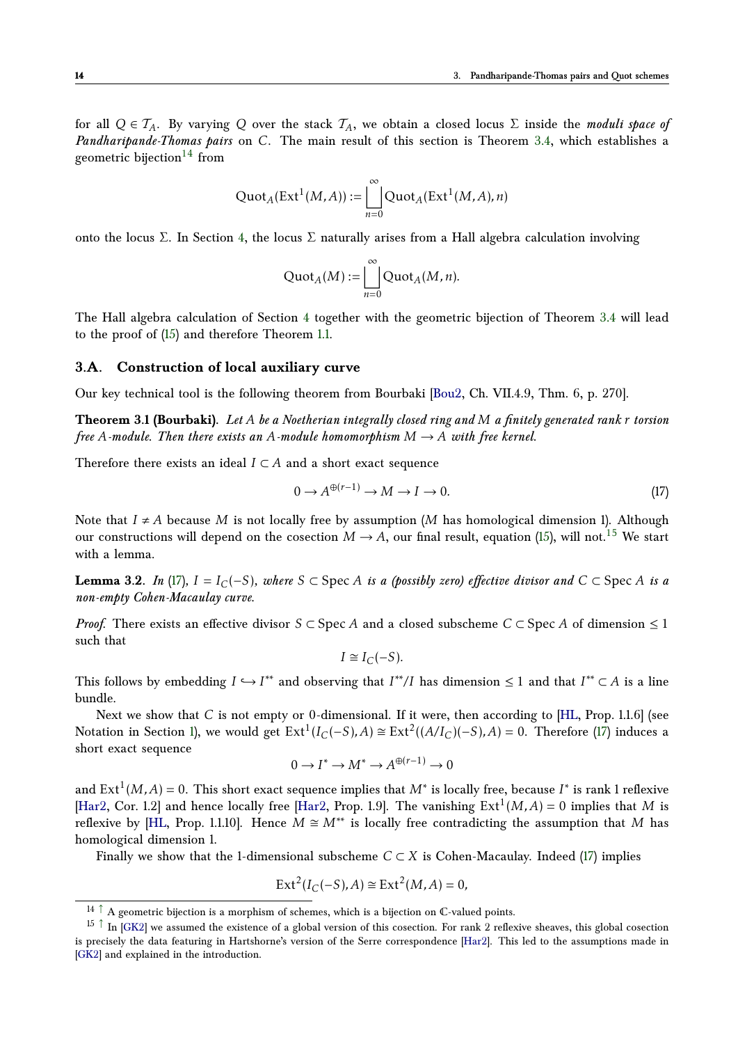for all $Q \in \mathcal{T}_A$. By varying $Q$ over the stack $\mathcal{T}_A$, we obtain a closed locus $\Sigma$ inside the *moduli space of Pandharipande-Thomas pairs* on $C$. The main result of this section is Theorem 3.4, which establishes a geometric bijection[14] from

$$\mathrm{Quot}_A(\mathrm{Ext}^1(M,A)) := \bigsqcup_{n=0}^{\infty} \mathrm{Quot}_A(\mathrm{Ext}^1(M,A), n)$$

onto the locus $\Sigma$. In Section 4, the locus $\Sigma$ naturally arises from a Hall algebra calculation involving

$$\mathrm{Quot}_A(M) := \bigsqcup_{n=0}^{\infty} \mathrm{Quot}_A(M, n).$$

The Hall algebra calculation of Section 4 together with the geometric bijection of Theorem 3.4 will lead to the proof of (15) and therefore Theorem 1.1.

## 3.A. Construction of local auxiliary curve

Our key technical tool is the following theorem from Bourbaki [Bou2, Ch. VII.4.9, Thm. 6, p. 270].

**Theorem 3.1 (Bourbaki).** *Let $A$ be a Noetherian integrally closed ring and $M$ a finitely generated rank $r$ torsion free $A$-module. Then there exists an $A$-module homomorphism $M \to A$ with free kernel.*

Therefore there exists an ideal $I \subset A$ and a short exact sequence

$$0 \to A^{\oplus(r-1)} \to M \to I \to 0. \tag{17}$$

Note that $I \neq A$ because $M$ is not locally free by assumption ($M$ has homological dimension 1). Although our constructions will depend on the cosection $M \to A$, our final result, equation (15), will not.[15] We start with a lemma.

**Lemma 3.2.** *In (17), $I = I_C(-S)$, where $S \subset \mathrm{Spec}\, A$ is a (possibly zero) effective divisor and $C \subset \mathrm{Spec}\, A$ is a non-empty Cohen-Macaulay curve.*

*Proof.* There exists an effective divisor $S \subset \mathrm{Spec}\, A$ and a closed subscheme $C \subset \mathrm{Spec}\, A$ of dimension $\leq 1$ such that

$$I \cong I_C(-S).$$

This follows by embedding $I \hookrightarrow I^{**}$ and observing that $I^{**}/I$ has dimension $\leq 1$ and that $I^{**} \subset A$ is a line bundle.

Next we show that $C$ is not empty or 0-dimensional. If it were, then according to [HL, Prop. 1.1.6] (see Notation in Section 1), we would get $\mathrm{Ext}^1(I_C(-S), A) \cong \mathrm{Ext}^2((A/I_C)(-S), A) = 0$. Therefore (17) induces a short exact sequence

$$0 \to I^* \to M^* \to A^{\oplus(r-1)} \to 0$$

and $\mathrm{Ext}^1(M,A) = 0$. This short exact sequence implies that $M^*$ is locally free, because $I^*$ is rank 1 reflexive [Har2, Cor. 1.2] and hence locally free [Har2, Prop. 1.9]. The vanishing $\mathrm{Ext}^1(M,A) = 0$ implies that $M$ is reflexive by [HL, Prop. 1.1.10]. Hence $M \cong M^{**}$ is locally free contradicting the assumption that $M$ has homological dimension 1.

Finally we show that the 1-dimensional subscheme $C \subset X$ is Cohen-Macaulay. Indeed (17) implies

$$\mathrm{Ext}^2(I_C(-S), A) \cong \mathrm{Ext}^2(M, A) = 0,$$

---

[14] A geometric bijection is a morphism of schemes, which is a bijection on $\mathbb{C}$-valued points.

[15] In [GK2] we assumed the existence of a global version of this cosection. For rank 2 reflexive sheaves, this global cosection is precisely the data featuring in Hartshorne's version of the Serre correspondence [Har2]. This led to the assumptions made in [GK2] and explained in the introduction.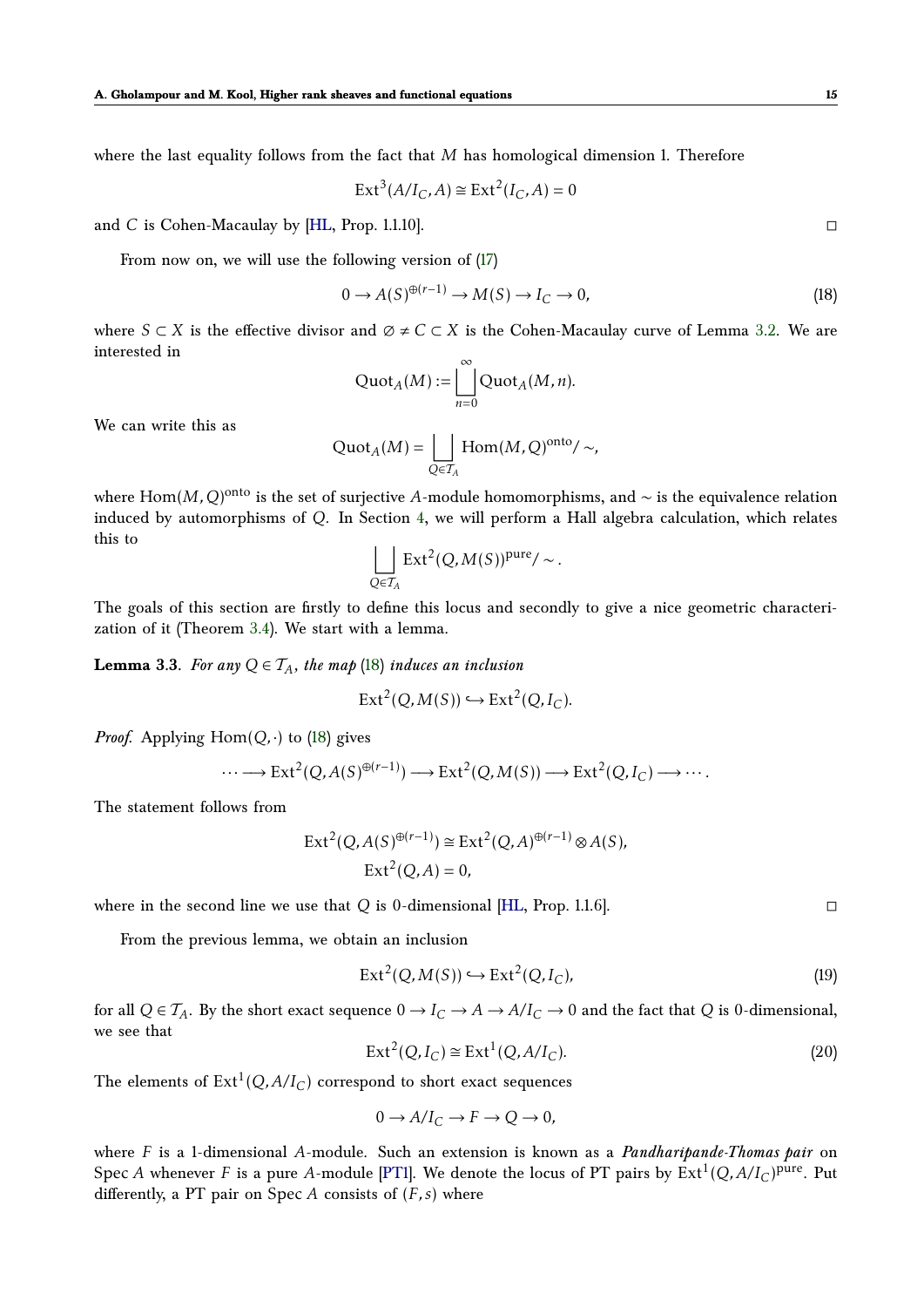where the last equality follows from the fact that $M$ has homological dimension 1. Therefore

$$\mathrm{Ext}^3(A/I_C, A) \cong \mathrm{Ext}^2(I_C, A) = 0$$

and $C$ is Cohen-Macaulay by [HL, Prop. 1.1.10]. $\square$

From now on, we will use the following version of (17)

$$0 \to A(S)^{\oplus(r-1)} \to M(S) \to I_C \to 0, \tag{18}$$

where $S \subset X$ is the effective divisor and $\varnothing \neq C \subset X$ is the Cohen-Macaulay curve of Lemma 3.2. We are interested in

$$\mathrm{Quot}_A(M) := \bigsqcup_{n=0}^{\infty} \mathrm{Quot}_A(M, n).$$

We can write this as

$$\mathrm{Quot}_A(M) = \bigsqcup_{Q \in \mathcal{T}_A} \mathrm{Hom}(M, Q)^{\mathrm{onto}} / \sim,$$

where $\mathrm{Hom}(M, Q)^{\mathrm{onto}}$ is the set of surjective $A$-module homomorphisms, and $\sim$ is the equivalence relation induced by automorphisms of $Q$. In Section 4, we will perform a Hall algebra calculation, which relates this to

$$\bigsqcup_{Q \in \mathcal{T}_A} \mathrm{Ext}^2(Q, M(S))^{\mathrm{pure}} / \sim.$$

The goals of this section are firstly to define this locus and secondly to give a nice geometric characterization of it (Theorem 3.4). We start with a lemma.

**Lemma 3.3**. *For any $Q \in \mathcal{T}_A$, the map* (18) *induces an inclusion*

$$\mathrm{Ext}^2(Q, M(S)) \hookrightarrow \mathrm{Ext}^2(Q, I_C).$$

*Proof.* Applying $\mathrm{Hom}(Q, \cdot)$ to (18) gives

$$\cdots \longrightarrow \mathrm{Ext}^2(Q, A(S)^{\oplus(r-1)}) \longrightarrow \mathrm{Ext}^2(Q, M(S)) \longrightarrow \mathrm{Ext}^2(Q, I_C) \longrightarrow \cdots.$$

The statement follows from

$$\mathrm{Ext}^2(Q, A(S)^{\oplus(r-1)}) \cong \mathrm{Ext}^2(Q, A)^{\oplus(r-1)} \otimes A(S),$$
$$\mathrm{Ext}^2(Q, A) = 0,$$

where in the second line we use that $Q$ is 0-dimensional [HL, Prop. 1.1.6]. $\square$

From the previous lemma, we obtain an inclusion

$$\mathrm{Ext}^2(Q, M(S)) \hookrightarrow \mathrm{Ext}^2(Q, I_C), \tag{19}$$

for all $Q \in \mathcal{T}_A$. By the short exact sequence $0 \to I_C \to A \to A/I_C \to 0$ and the fact that $Q$ is 0-dimensional, we see that

$$\mathrm{Ext}^2(Q, I_C) \cong \mathrm{Ext}^1(Q, A/I_C). \tag{20}$$

The elements of $\mathrm{Ext}^1(Q, A/I_C)$ correspond to short exact sequences

$$0 \to A/I_C \to F \to Q \to 0,$$

where $F$ is a 1-dimensional $A$-module. Such an extension is known as a *Pandharipande-Thomas pair* on $\mathrm{Spec}\, A$ whenever $F$ is a pure $A$-module [PT1]. We denote the locus of PT pairs by $\mathrm{Ext}^1(Q, A/I_C)^{\mathrm{pure}}$. Put differently, a PT pair on $\mathrm{Spec}\, A$ consists of $(F, s)$ where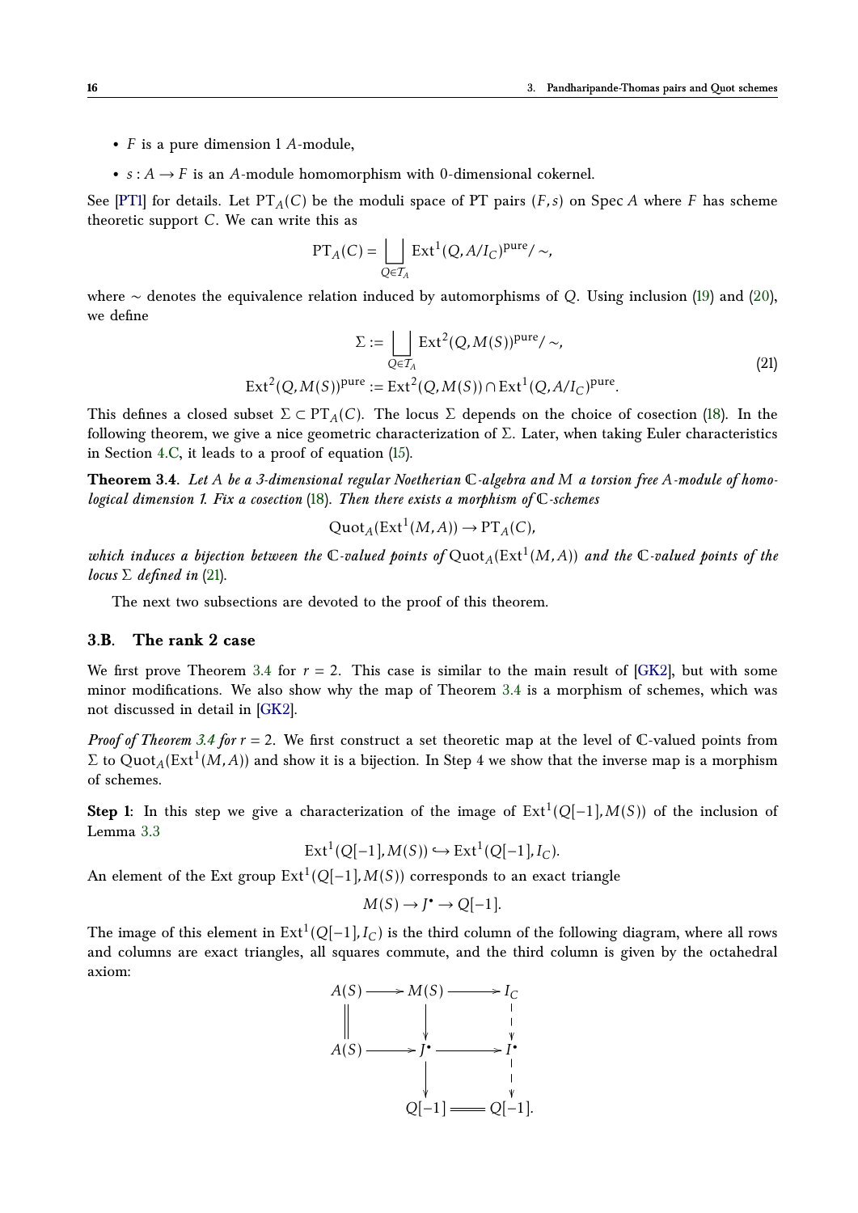- $F$ is a pure dimension 1 $A$-module,
- $s : A \to F$ is an $A$-module homomorphism with 0-dimensional cokernel.

See [PT1] for details. Let $\mathrm{PT}_A(C)$ be the moduli space of PT pairs $(F,s)$ on $\operatorname{Spec} A$ where $F$ has scheme theoretic support $C$. We can write this as

$$\mathrm{PT}_A(C) = \bigsqcup_{Q \in \mathcal{T}_A} \operatorname{Ext}^1(Q, A/I_C)^{\mathrm{pure}}/\sim,$$

where $\sim$ denotes the equivalence relation induced by automorphisms of $Q$. Using inclusion (19) and (20), we define

$$\Sigma := \bigsqcup_{Q \in \mathcal{T}_A} \operatorname{Ext}^2(Q, M(S))^{\mathrm{pure}}/\sim,$$
$$\operatorname{Ext}^2(Q, M(S))^{\mathrm{pure}} := \operatorname{Ext}^2(Q, M(S)) \cap \operatorname{Ext}^1(Q, A/I_C)^{\mathrm{pure}}. \tag{21}$$

This defines a closed subset $\Sigma \subset \mathrm{PT}_A(C)$. The locus $\Sigma$ depends on the choice of cosection (18). In the following theorem, we give a nice geometric characterization of $\Sigma$. Later, when taking Euler characteristics in Section 4.C, it leads to a proof of equation (15).

**Theorem 3.4.** *Let $A$ be a 3-dimensional regular Noetherian $\mathbb{C}$-algebra and $M$ a torsion free $A$-module of homological dimension 1. Fix a cosection* (18)*. Then there exists a morphism of $\mathbb{C}$-schemes*

$$\operatorname{Quot}_A(\operatorname{Ext}^1(M,A)) \to \mathrm{PT}_A(C),$$

*which induces a bijection between the $\mathbb{C}$-valued points of $\operatorname{Quot}_A(\operatorname{Ext}^1(M,A))$ and the $\mathbb{C}$-valued points of the locus $\Sigma$ defined in* (21)*.*

The next two subsections are devoted to the proof of this theorem.

## 3.B. The rank 2 case

We first prove Theorem 3.4 for $r = 2$. This case is similar to the main result of [GK2], but with some minor modifications. We also show why the map of Theorem 3.4 is a morphism of schemes, which was not discussed in detail in [GK2].

*Proof of Theorem 3.4 for $r = 2$.* We first construct a set theoretic map at the level of $\mathbb{C}$-valued points from $\Sigma$ to $\operatorname{Quot}_A(\operatorname{Ext}^1(M,A))$ and show it is a bijection. In Step 4 we show that the inverse map is a morphism of schemes.

**Step 1**: In this step we give a characterization of the image of $\operatorname{Ext}^1(Q[-1], M(S))$ of the inclusion of Lemma 3.3

$$\operatorname{Ext}^1(Q[-1], M(S)) \hookrightarrow \operatorname{Ext}^1(Q[-1], I_C).$$

An element of the Ext group $\operatorname{Ext}^1(Q[-1], M(S))$ corresponds to an exact triangle

$$M(S) \to J^\bullet \to Q[-1].$$

The image of this element in $\operatorname{Ext}^1(Q[-1], I_C)$ is the third column of the following diagram, where all rows and columns are exact triangles, all squares commute, and the third column is given by the octahedral axiom:

$$\begin{array}{ccccc}
A(S) & \longrightarrow & M(S) & \longrightarrow & I_C \\
\| & & \downarrow & & \downarrow \\
A(S) & \longrightarrow & J^\bullet & \longrightarrow & I^\bullet \\
 & & \downarrow & & \downarrow \\
 & & Q[-1] & = & Q[-1].
\end{array}$$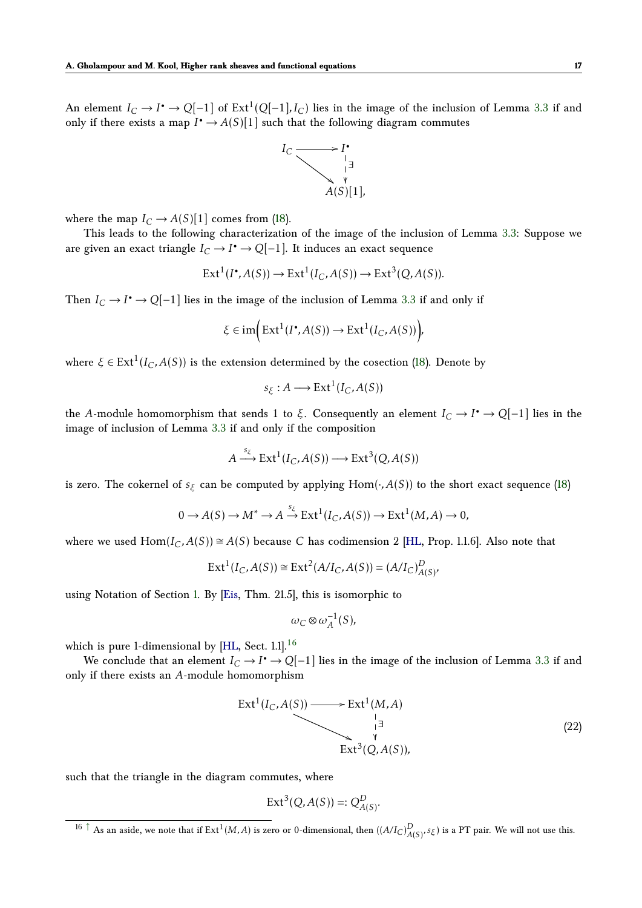An element $I_C \to I^\bullet \to Q[-1]$ of $\mathrm{Ext}^1(Q[-1], I_C)$ lies in the image of the inclusion of Lemma 3.3 if and only if there exists a map $I^\bullet \to A(S)[1]$ such that the following diagram commutes

$$\begin{array}{ccc} I_C & \longrightarrow & I^\bullet \\ & \searrow & \downarrow \exists \\ & & A(S)[1], \end{array}$$

where the map $I_C \to A(S)[1]$ comes from (18).

This leads to the following characterization of the image of the inclusion of Lemma 3.3: Suppose we are given an exact triangle $I_C \to I^\bullet \to Q[-1]$. It induces an exact sequence

$$\mathrm{Ext}^1(I^\bullet, A(S)) \to \mathrm{Ext}^1(I_C, A(S)) \to \mathrm{Ext}^3(Q, A(S)).$$

Then $I_C \to I^\bullet \to Q[-1]$ lies in the image of the inclusion of Lemma 3.3 if and only if

$$\xi \in \mathrm{im}\Big(\mathrm{Ext}^1(I^\bullet, A(S)) \to \mathrm{Ext}^1(I_C, A(S))\Big),$$

where $\xi \in \mathrm{Ext}^1(I_C, A(S))$ is the extension determined by the cosection (18). Denote by

$$s_\xi : A \longrightarrow \mathrm{Ext}^1(I_C, A(S))$$

the $A$-module homomorphism that sends 1 to $\xi$. Consequently an element $I_C \to I^\bullet \to Q[-1]$ lies in the image of inclusion of Lemma 3.3 if and only if the composition

$$A \stackrel{s_\xi}{\longrightarrow} \mathrm{Ext}^1(I_C, A(S)) \longrightarrow \mathrm{Ext}^3(Q, A(S))$$

is zero. The cokernel of $s_\xi$ can be computed by applying $\mathrm{Hom}(\cdot, A(S))$ to the short exact sequence (18)

$$0 \to A(S) \to M^* \to A \stackrel{s_\xi}{\to} \mathrm{Ext}^1(I_C, A(S)) \to \mathrm{Ext}^1(M, A) \to 0,$$

where we used $\mathrm{Hom}(I_C, A(S)) \cong A(S)$ because $C$ has codimension 2 [HL, Prop. 1.1.6]. Also note that

$$\mathrm{Ext}^1(I_C, A(S)) \cong \mathrm{Ext}^2(A/I_C, A(S)) = (A/I_C)^D_{A(S)},$$

using Notation of Section 1. By [Eis, Thm. 21.5], this is isomorphic to

$$\omega_C \otimes \omega_A^{-1}(S),$$

which is pure 1-dimensional by [HL, Sect. 1.1].[16]

We conclude that an element $I_C \to I^\bullet \to Q[-1]$ lies in the image of the inclusion of Lemma 3.3 if and only if there exists an $A$-module homomorphism

$$\begin{array}{ccc} \mathrm{Ext}^1(I_C, A(S)) & \longrightarrow & \mathrm{Ext}^1(M, A) \\ & \searrow & \downarrow \exists \\ & & \mathrm{Ext}^3(Q, A(S)), \end{array} \tag{22}$$

such that the triangle in the diagram commutes, where

$$\mathrm{Ext}^3(Q, A(S)) =: Q^D_{A(S)}.$$

[16] As an aside, we note that if $\mathrm{Ext}^1(M, A)$ is zero or 0-dimensional, then $((A/I_C)^D_{A(S)}, s_\xi)$ is a PT pair. We will not use this.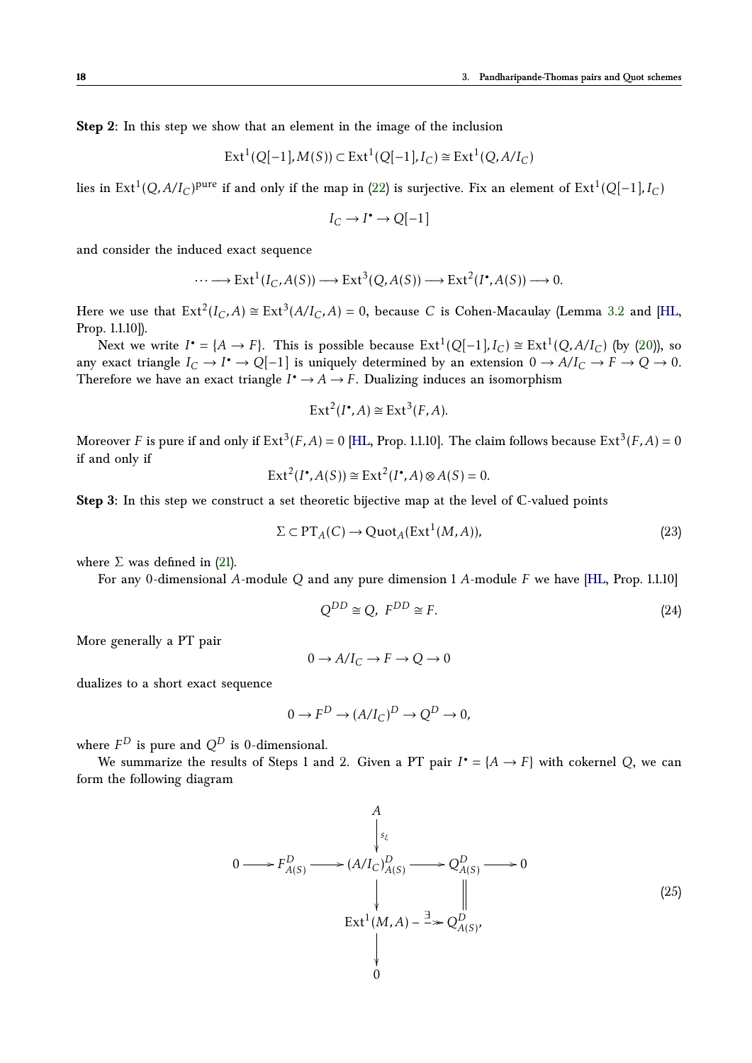**Step 2**: In this step we show that an element in the image of the inclusion

$$\operatorname{Ext}^1(Q[-1], M(S)) \subset \operatorname{Ext}^1(Q[-1], I_C) \cong \operatorname{Ext}^1(Q, A/I_C)$$

lies in $\operatorname{Ext}^1(Q, A/I_C)^{\mathrm{pure}}$ if and only if the map in (22) is surjective. Fix an element of $\operatorname{Ext}^1(Q[-1], I_C)$

$$I_C \to I^\bullet \to Q[-1]$$

and consider the induced exact sequence

$$\cdots \longrightarrow \operatorname{Ext}^1(I_C, A(S)) \longrightarrow \operatorname{Ext}^3(Q, A(S)) \longrightarrow \operatorname{Ext}^2(I^\bullet, A(S)) \longrightarrow 0.$$

Here we use that $\operatorname{Ext}^2(I_C, A) \cong \operatorname{Ext}^3(A/I_C, A) = 0$, because $C$ is Cohen-Macaulay (Lemma 3.2 and [HL, Prop. 1.1.10]).

Next we write $I^\bullet = \{A \to F\}$. This is possible because $\operatorname{Ext}^1(Q[-1], I_C) \cong \operatorname{Ext}^1(Q, A/I_C)$ (by (20)), so any exact triangle $I_C \to I^\bullet \to Q[-1]$ is uniquely determined by an extension $0 \to A/I_C \to F \to Q \to 0$. Therefore we have an exact triangle $I^\bullet \to A \to F$. Dualizing induces an isomorphism

$$\operatorname{Ext}^2(I^\bullet, A) \cong \operatorname{Ext}^3(F, A).$$

Moreover $F$ is pure if and only if $\operatorname{Ext}^3(F, A) = 0$ [HL, Prop. 1.1.10]. The claim follows because $\operatorname{Ext}^3(F, A) = 0$ if and only if

$$\operatorname{Ext}^2(I^\bullet, A(S)) \cong \operatorname{Ext}^2(I^\bullet, A) \otimes A(S) = 0.$$

**Step 3**: In this step we construct a set theoretic bijective map at the level of $\mathbb{C}$-valued points

$$\Sigma \subset \mathrm{PT}_A(C) \to \mathrm{Quot}_A(\operatorname{Ext}^1(M, A)), \tag{23}$$

where $\Sigma$ was defined in (21).

For any 0-dimensional $A$-module $Q$ and any pure dimension 1 $A$-module $F$ we have [HL, Prop. 1.1.10]

$$Q^{DD} \cong Q, \;\; F^{DD} \cong F. \tag{24}$$

More generally a PT pair

$$0 \to A/I_C \to F \to Q \to 0$$

dualizes to a short exact sequence

$$0 \to F^D \to (A/I_C)^D \to Q^D \to 0,$$

where $F^D$ is pure and $Q^D$ is 0-dimensional.

We summarize the results of Steps 1 and 2. Given a PT pair $I^\bullet = \{A \to F\}$ with cokernel $Q$, we can form the following diagram

$$\begin{array}{ccccccccc}
 & & & & A & & & & \\
 & & & & \downarrow{\scriptstyle s_\xi} & & & & \\
0 & \longrightarrow & F^D_{A(S)} & \longrightarrow & (A/I_C)^D_{A(S)} & \longrightarrow & Q^D_{A(S)} & \longrightarrow & 0 \\
 & & & & \downarrow & & \| & & \\
 & & & & \operatorname{Ext}^1(M, A) & \overset{\exists}{\dashrightarrow} & Q^D_{A(S)}, & & \\
 & & & & \downarrow & & & & \\
 & & & & 0 & & & &
\end{array} \tag{25}$$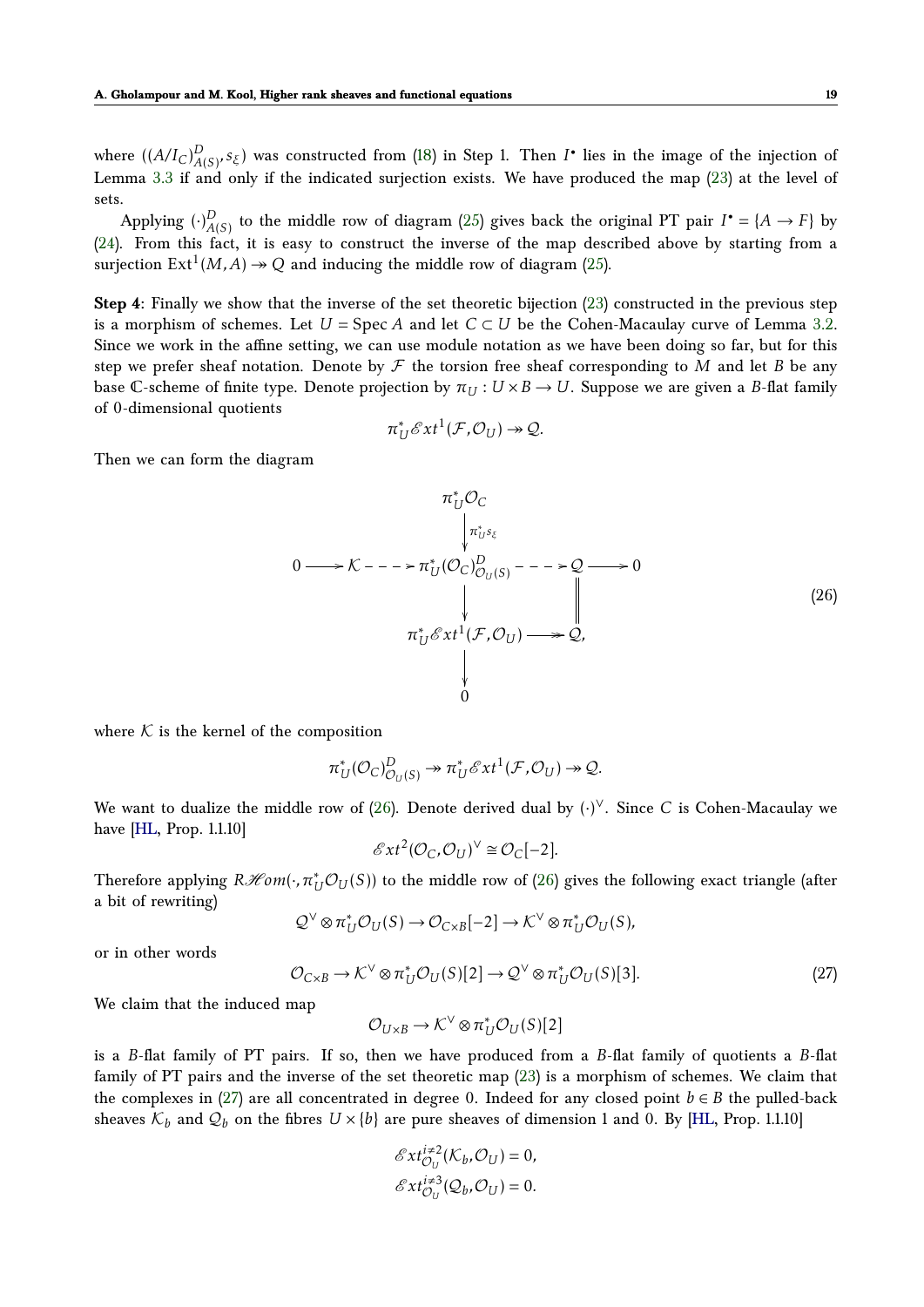where $((A/I_C)^D_{A(S)}, s_\xi)$ was constructed from (18) in Step 1. Then $I^\bullet$ lies in the image of the injection of Lemma 3.3 if and only if the indicated surjection exists. We have produced the map (23) at the level of sets.

Applying $(\cdot)^D_{A(S)}$ to the middle row of diagram (25) gives back the original PT pair $I^\bullet = \{A \to F\}$ by (24). From this fact, it is easy to construct the inverse of the map described above by starting from a surjection $\mathrm{Ext}^1(M, A) \twoheadrightarrow Q$ and inducing the middle row of diagram (25).

**Step 4**: Finally we show that the inverse of the set theoretic bijection (23) constructed in the previous step is a morphism of schemes. Let $U = \mathrm{Spec}\, A$ and let $C \subset U$ be the Cohen-Macaulay curve of Lemma 3.2. Since we work in the affine setting, we can use module notation as we have been doing so far, but for this step we prefer sheaf notation. Denote by $\mathcal{F}$ the torsion free sheaf corresponding to $M$ and let $B$ be any base $\mathbb{C}$-scheme of finite type. Denote projection by $\pi_U : U \times B \to U$. Suppose we are given a $B$-flat family of 0-dimensional quotients

$$\pi_U^* \mathscr{E}xt^1(\mathcal{F}, \mathcal{O}_U) \twoheadrightarrow \mathcal{Q}.$$

Then we can form the diagram

$$\begin{array}{ccccccccc}
 & & & & \pi_U^*\mathcal{O}_C & & & & \\
 & & & & \downarrow {\scriptstyle \pi_U^* s_\xi} & & & & \\
0 & \longrightarrow & \mathcal{K} & \dashrightarrow & \pi_U^*(\mathcal{O}_C)^D_{\mathcal{O}_U(S)} & \dashrightarrow & \mathcal{Q} & \longrightarrow & 0 \\
 & & & & \downarrow & & \| & & \\
 & & & & \pi_U^*\mathscr{E}xt^1(\mathcal{F}, \mathcal{O}_U) & \twoheadrightarrow & \mathcal{Q}, & & \\
 & & & & \downarrow & & & & \\
 & & & & 0 & & & &
\end{array} \tag{26}$$

where $\mathcal{K}$ is the kernel of the composition

$$\pi_U^*(\mathcal{O}_C)^D_{\mathcal{O}_U(S)} \twoheadrightarrow \pi_U^*\mathscr{E}xt^1(\mathcal{F}, \mathcal{O}_U) \twoheadrightarrow \mathcal{Q}.$$

We want to dualize the middle row of (26). Denote derived dual by $(\cdot)^\vee$. Since $C$ is Cohen-Macaulay we have [HL, Prop. 1.1.10]

$$\mathscr{E}xt^2(\mathcal{O}_C, \mathcal{O}_U)^\vee \cong \mathcal{O}_C[-2].$$

Therefore applying $R\mathscr{H}om(\cdot, \pi_U^*\mathcal{O}_U(S))$ to the middle row of (26) gives the following exact triangle (after a bit of rewriting)

$$\mathcal{Q}^\vee \otimes \pi_U^*\mathcal{O}_U(S) \to \mathcal{O}_{C\times B}[-2] \to \mathcal{K}^\vee \otimes \pi_U^*\mathcal{O}_U(S),$$

or in other words

$$\mathcal{O}_{C\times B} \to \mathcal{K}^\vee \otimes \pi_U^*\mathcal{O}_U(S)[2] \to \mathcal{Q}^\vee \otimes \pi_U^*\mathcal{O}_U(S)[3]. \tag{27}$$

We claim that the induced map

$$\mathcal{O}_{U\times B} \to \mathcal{K}^\vee \otimes \pi_U^*\mathcal{O}_U(S)[2]$$

is a $B$-flat family of PT pairs. If so, then we have produced from a $B$-flat family of quotients a $B$-flat family of PT pairs and the inverse of the set theoretic map (23) is a morphism of schemes. We claim that the complexes in (27) are all concentrated in degree 0. Indeed for any closed point $b \in B$ the pulled-back sheaves $\mathcal{K}_b$ and $\mathcal{Q}_b$ on the fibres $U \times \{b\}$ are pure sheaves of dimension 1 and 0. By [HL, Prop. 1.1.10]

$$\mathscr{E}xt^{i\neq 2}_{\mathcal{O}_U}(\mathcal{K}_b, \mathcal{O}_U) = 0,$$
$$\mathscr{E}xt^{i\neq 3}_{\mathcal{O}_U}(\mathcal{Q}_b, \mathcal{O}_U) = 0.$$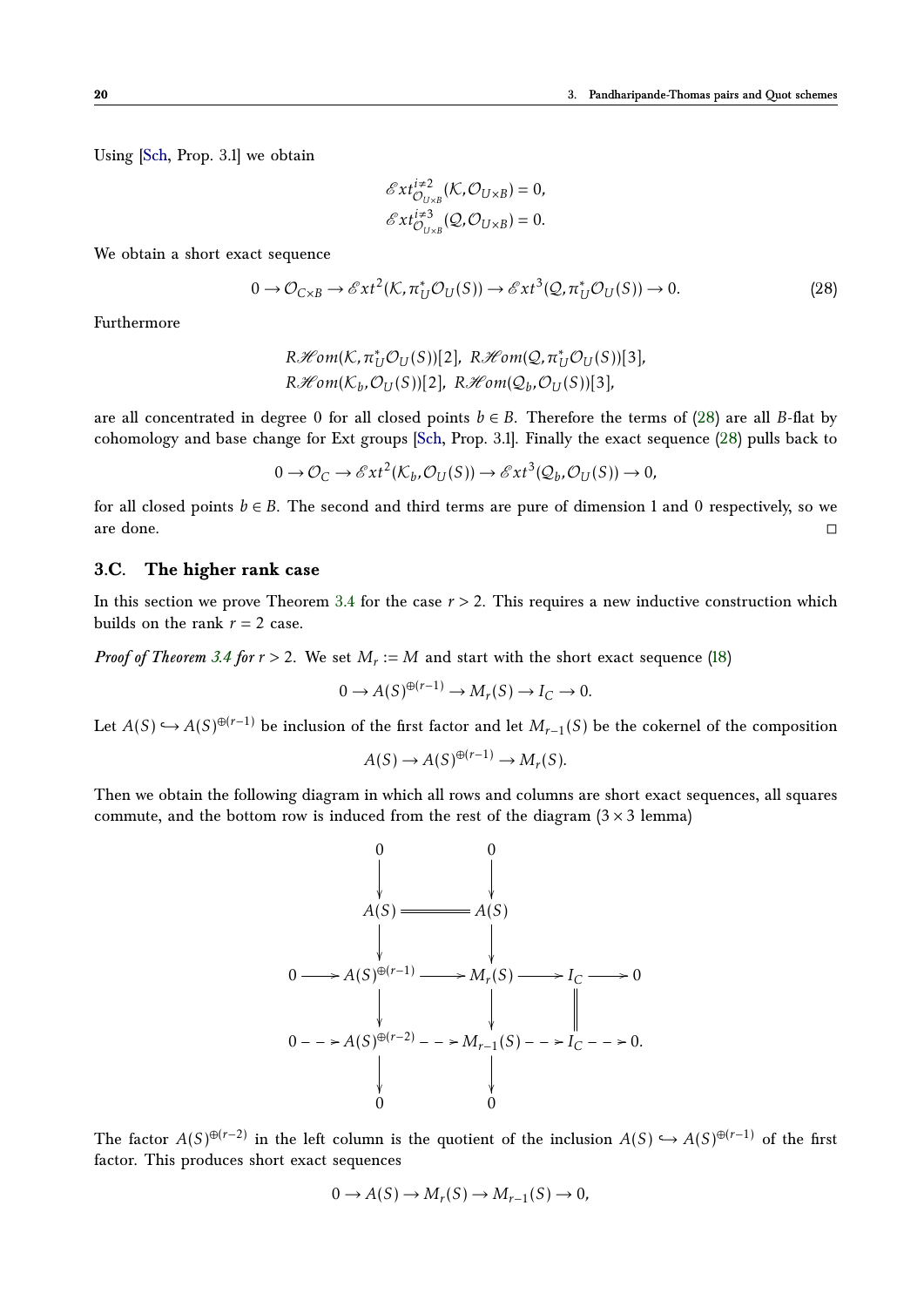Using [Sch, Prop. 3.1] we obtain

$$\mathscr{E}xt^{i\neq 2}_{\mathcal{O}_{U\times B}}(\mathcal{K},\mathcal{O}_{U\times B}) = 0,$$
$$\mathscr{E}xt^{i\neq 3}_{\mathcal{O}_{U\times B}}(\mathcal{Q},\mathcal{O}_{U\times B}) = 0.$$

We obtain a short exact sequence

$$0 \to \mathcal{O}_{C\times B} \to \mathscr{E}xt^2(\mathcal{K}, \pi_U^*\mathcal{O}_U(S)) \to \mathscr{E}xt^3(\mathcal{Q}, \pi_U^*\mathcal{O}_U(S)) \to 0. \tag{28}$$

Furthermore

$$R\mathscr{H}om(\mathcal{K}, \pi_U^*\mathcal{O}_U(S))[2],\ R\mathscr{H}om(\mathcal{Q}, \pi_U^*\mathcal{O}_U(S))[3],$$
$$R\mathscr{H}om(\mathcal{K}_b, \mathcal{O}_U(S))[2],\ R\mathscr{H}om(\mathcal{Q}_b, \mathcal{O}_U(S))[3],$$

are all concentrated in degree 0 for all closed points $b \in B$. Therefore the terms of (28) are all $B$-flat by cohomology and base change for Ext groups [Sch, Prop. 3.1]. Finally the exact sequence (28) pulls back to

$$0 \to \mathcal{O}_C \to \mathscr{E}xt^2(\mathcal{K}_b, \mathcal{O}_U(S)) \to \mathscr{E}xt^3(\mathcal{Q}_b, \mathcal{O}_U(S)) \to 0,$$

for all closed points $b \in B$. The second and third terms are pure of dimension 1 and 0 respectively, so we are done. □

## 3.C. The higher rank case

In this section we prove Theorem 3.4 for the case $r > 2$. This requires a new inductive construction which builds on the rank $r = 2$ case.

*Proof of Theorem 3.4 for $r > 2$.* We set $M_r := M$ and start with the short exact sequence (18)

$$0 \to A(S)^{\oplus(r-1)} \to M_r(S) \to I_C \to 0.$$

Let $A(S) \hookrightarrow A(S)^{\oplus(r-1)}$ be inclusion of the first factor and let $M_{r-1}(S)$ be the cokernel of the composition

$$A(S) \to A(S)^{\oplus(r-1)} \to M_r(S).$$

Then we obtain the following diagram in which all rows and columns are short exact sequences, all squares commute, and the bottom row is induced from the rest of the diagram ($3 \times 3$ lemma)

$$\begin{array}{ccccccccc}
 & & 0 & & 0 & & & & \\
 & & \downarrow & & \downarrow & & & & \\
 & & A(S) & = & A(S) & & & & \\
 & & \downarrow & & \downarrow & & & & \\
0 & \to & A(S)^{\oplus(r-1)} & \to & M_r(S) & \to & I_C & \to & 0 \\
 & & \downarrow & & \downarrow & & \| & & \\
0 & \dashrightarrow & A(S)^{\oplus(r-2)} & \dashrightarrow & M_{r-1}(S) & \dashrightarrow & I_C & \dashrightarrow & 0. \\
 & & \downarrow & & \downarrow & & & & \\
 & & 0 & & 0 & & & &
\end{array}$$

The factor $A(S)^{\oplus(r-2)}$ in the left column is the quotient of the inclusion $A(S) \hookrightarrow A(S)^{\oplus(r-1)}$ of the first factor. This produces short exact sequences

$$0 \to A(S) \to M_r(S) \to M_{r-1}(S) \to 0,$$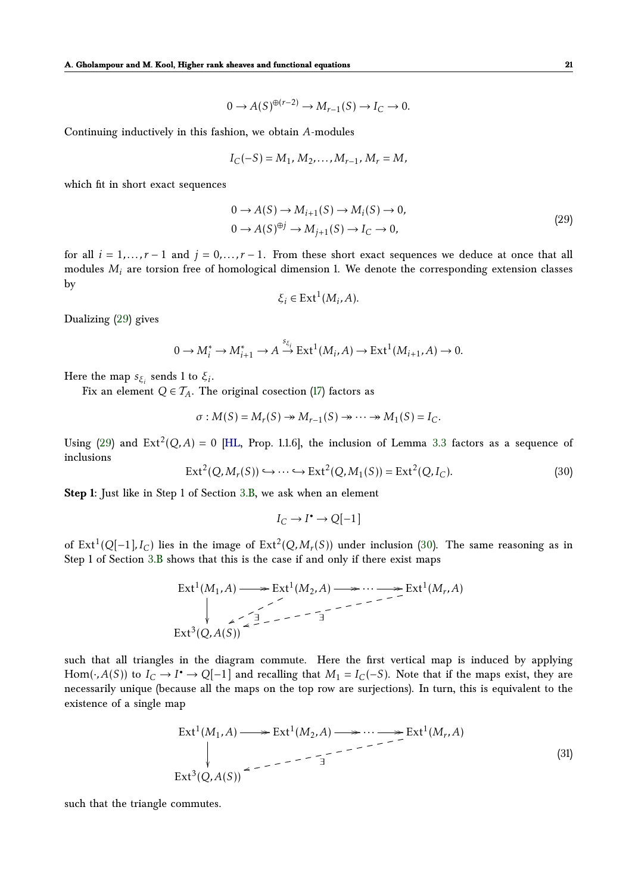$$0 \to A(S)^{\oplus(r-2)} \to M_{r-1}(S) \to I_C \to 0.$$

Continuing inductively in this fashion, we obtain $A$-modules

$$I_C(-S) = M_1, M_2, \dots, M_{r-1}, M_r = M,$$

which fit in short exact sequences

$$\begin{aligned} &0 \to A(S) \to M_{i+1}(S) \to M_i(S) \to 0, \\ &0 \to A(S)^{\oplus j} \to M_{j+1}(S) \to I_C \to 0, \end{aligned} \tag{29}$$

for all $i = 1, \dots, r-1$ and $j = 0, \dots, r-1$. From these short exact sequences we deduce at once that all modules $M_i$ are torsion free of homological dimension 1. We denote the corresponding extension classes by

$$\xi_i \in \mathrm{Ext}^1(M_i, A).$$

Dualizing (29) gives

$$0 \to M_i^* \to M_{i+1}^* \to A \stackrel{s_{\xi_i}}{\to} \mathrm{Ext}^1(M_i, A) \to \mathrm{Ext}^1(M_{i+1}, A) \to 0.$$

Here the map $s_{\xi_i}$ sends 1 to $\xi_i$.

Fix an element $Q \in \mathcal{T}_A$. The original cosection (17) factors as

$$\sigma : M(S) = M_r(S) \twoheadrightarrow M_{r-1}(S) \twoheadrightarrow \cdots \twoheadrightarrow M_1(S) = I_C.$$

Using (29) and $\mathrm{Ext}^2(Q, A) = 0$ [HL, Prop. 1.1.6], the inclusion of Lemma 3.3 factors as a sequence of inclusions

$$\mathrm{Ext}^2(Q, M_r(S)) \hookrightarrow \cdots \hookrightarrow \mathrm{Ext}^2(Q, M_1(S)) = \mathrm{Ext}^2(Q, I_C). \tag{30}$$

**Step 1**: Just like in Step 1 of Section 3.B, we ask when an element

$$I_C \to I^\bullet \to Q[-1]$$

of $\mathrm{Ext}^1(Q[-1], I_C)$ lies in the image of $\mathrm{Ext}^2(Q, M_r(S))$ under inclusion (30). The same reasoning as in Step 1 of Section 3.B shows that this is the case if and only if there exist maps

$$\begin{array}{ccccccc} \mathrm{Ext}^1(M_1, A) & \twoheadrightarrow & \mathrm{Ext}^1(M_2, A) & \twoheadrightarrow & \cdots & \twoheadrightarrow & \mathrm{Ext}^1(M_r, A) \\ \downarrow & \swarrow_{\exists} & & & \swarrow_{\exists} & & \\ \mathrm{Ext}^3(Q, A(S)) & & & & & & \end{array}$$

such that all triangles in the diagram commute. Here the first vertical map is induced by applying $\mathrm{Hom}(\cdot, A(S))$ to $I_C \to I^\bullet \to Q[-1]$ and recalling that $M_1 = I_C(-S)$. Note that if the maps exist, they are necessarily unique (because all the maps on the top row are surjections). In turn, this is equivalent to the existence of a single map

$$\begin{array}{ccccccc} \mathrm{Ext}^1(M_1, A) & \twoheadrightarrow & \mathrm{Ext}^1(M_2, A) & \twoheadrightarrow & \cdots & \twoheadrightarrow & \mathrm{Ext}^1(M_r, A) \\ \downarrow & & & & \swarrow_{\exists} & & \\ \mathrm{Ext}^3(Q, A(S)) & & & & & & \end{array} \tag{31}$$

such that the triangle commutes.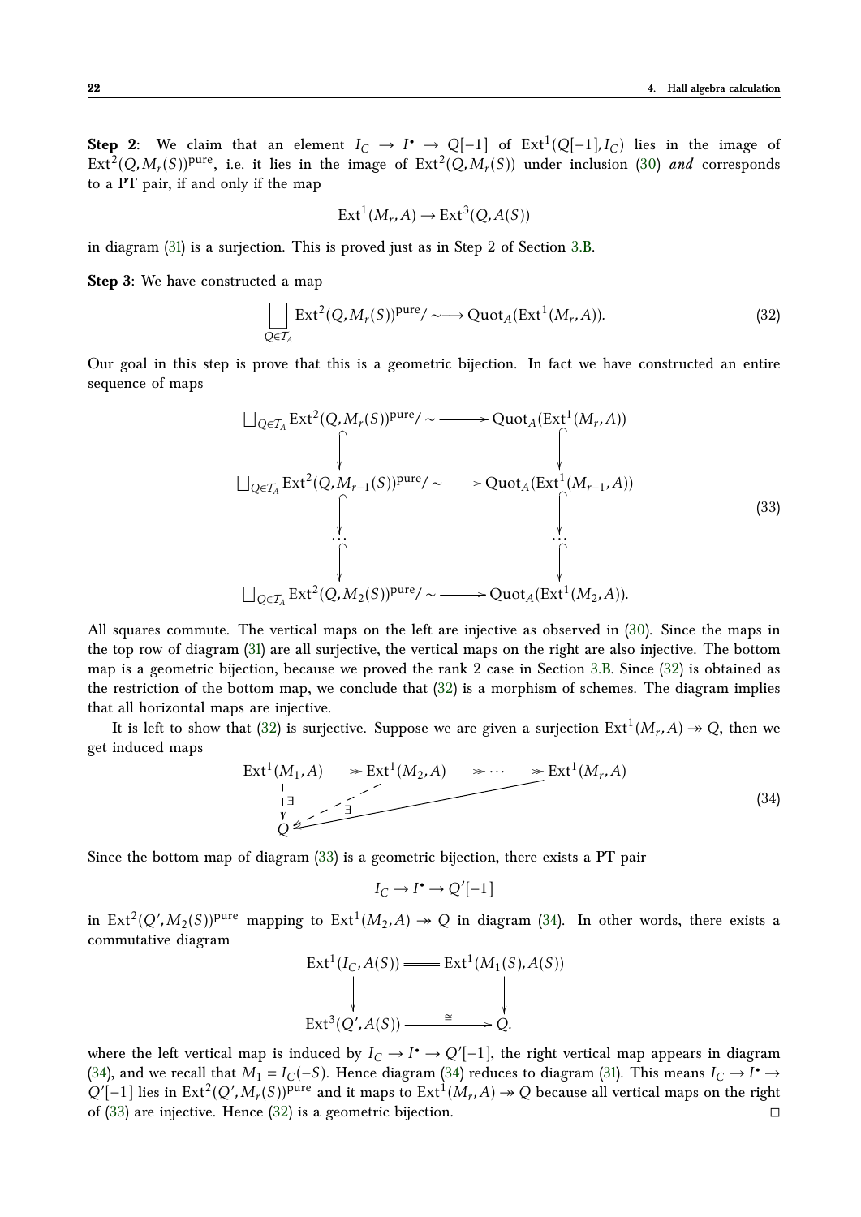**Step 2**: We claim that an element $I_C \to I^\bullet \to Q[-1]$ of $\mathrm{Ext}^1(Q[-1], I_C)$ lies in the image of $\mathrm{Ext}^2(Q, M_r(S))^{\mathrm{pure}}$, i.e. it lies in the image of $\mathrm{Ext}^2(Q, M_r(S))$ under inclusion (30) *and* corresponds to a PT pair, if and only if the map

$$\mathrm{Ext}^1(M_r, A) \to \mathrm{Ext}^3(Q, A(S))$$

in diagram (31) is a surjection. This is proved just as in Step 2 of Section 3.B.

**Step 3**: We have constructed a map

$$\bigsqcup_{Q \in \mathcal{T}_A} \mathrm{Ext}^2(Q, M_r(S))^{\mathrm{pure}}/\sim \longrightarrow \mathrm{Quot}_A(\mathrm{Ext}^1(M_r, A)). \tag{32}$$

Our goal in this step is prove that this is a geometric bijection. In fact we have constructed an entire sequence of maps

$$\begin{array}{ccc}
\bigsqcup_{Q \in \mathcal{T}_A} \mathrm{Ext}^2(Q, M_r(S))^{\mathrm{pure}}/\sim & \longrightarrow & \mathrm{Quot}_A(\mathrm{Ext}^1(M_r, A)) \\
\big\downarrow & & \big\downarrow \\
\bigsqcup_{Q \in \mathcal{T}_A} \mathrm{Ext}^2(Q, M_{r-1}(S))^{\mathrm{pure}}/\sim & \longrightarrow & \mathrm{Quot}_A(\mathrm{Ext}^1(M_{r-1}, A)) \\
\big\downarrow & & \big\downarrow \\
\cdots & & \cdots \\
\big\downarrow & & \big\downarrow \\
\bigsqcup_{Q \in \mathcal{T}_A} \mathrm{Ext}^2(Q, M_2(S))^{\mathrm{pure}}/\sim & \longrightarrow & \mathrm{Quot}_A(\mathrm{Ext}^1(M_2, A)).
\end{array} \tag{33}$$

All squares commute. The vertical maps on the left are injective as observed in (30). Since the maps in the top row of diagram (31) are all surjective, the vertical maps on the right are also injective. The bottom map is a geometric bijection, because we proved the rank 2 case in Section 3.B. Since (32) is obtained as the restriction of the bottom map, we conclude that (32) is a morphism of schemes. The diagram implies that all horizontal maps are injective.

It is left to show that (32) is surjective. Suppose we are given a surjection $\mathrm{Ext}^1(M_r, A) \twoheadrightarrow Q$, then we get induced maps

$$\begin{array}{ccccccc}
\mathrm{Ext}^1(M_1, A) & \twoheadrightarrow & \mathrm{Ext}^1(M_2, A) & \twoheadrightarrow & \cdots & \twoheadrightarrow & \mathrm{Ext}^1(M_r, A) \\
\big\downarrow \exists & \swarrow \exists & & & & \swarrow & \\
Q & & & & & &
\end{array} \tag{34}$$

Since the bottom map of diagram (33) is a geometric bijection, there exists a PT pair

$$I_C \to I^\bullet \to Q'[-1]$$

in $\mathrm{Ext}^2(Q', M_2(S))^{\mathrm{pure}}$ mapping to $\mathrm{Ext}^1(M_2, A) \twoheadrightarrow Q$ in diagram (34). In other words, there exists a commutative diagram

$$\begin{array}{ccc}
\mathrm{Ext}^1(I_C, A(S)) & = & \mathrm{Ext}^1(M_1(S), A(S)) \\
\big\downarrow & & \big\downarrow \\
\mathrm{Ext}^3(Q', A(S)) & \xrightarrow{\cong} & Q.
\end{array}$$

where the left vertical map is induced by $I_C \to I^\bullet \to Q'[-1]$, the right vertical map appears in diagram (34), and we recall that $M_1 = I_C(-S)$. Hence diagram (34) reduces to diagram (31). This means $I_C \to I^\bullet \to Q'[-1]$ lies in $\mathrm{Ext}^2(Q', M_r(S))^{\mathrm{pure}}$ and it maps to $\mathrm{Ext}^1(M_r, A) \twoheadrightarrow Q$ because all vertical maps on the right of (33) are injective. Hence (32) is a geometric bijection. $\square$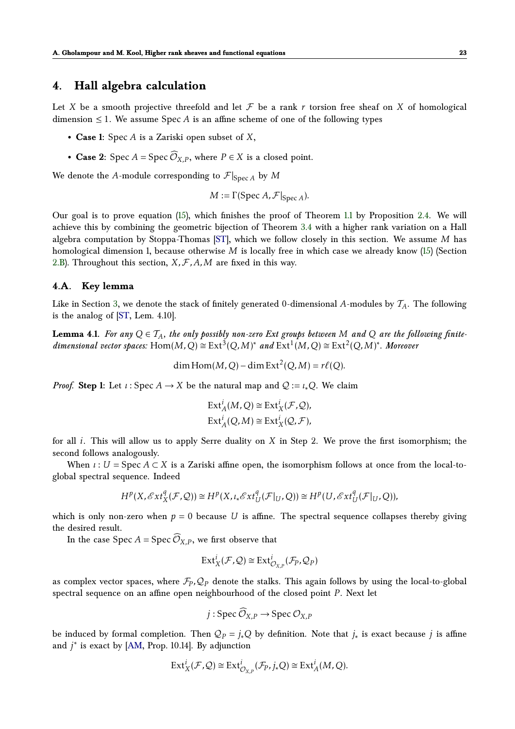# 4. Hall algebra calculation

Let $X$ be a smooth projective threefold and let $\mathcal{F}$ be a rank $r$ torsion free sheaf on $X$ of homological dimension $\leq 1$. We assume $\operatorname{Spec} A$ is an affine scheme of one of the following types

- **Case 1**: $\operatorname{Spec} A$ is a Zariski open subset of $X$,
- **Case 2**: $\operatorname{Spec} A = \operatorname{Spec} \widehat{\mathcal{O}}_{X,P}$, where $P \in X$ is a closed point.

We denote the $A$-module corresponding to $\mathcal{F}|_{\operatorname{Spec} A}$ by $M$

$$M := \Gamma(\operatorname{Spec} A, \mathcal{F}|_{\operatorname{Spec} A}).$$

Our goal is to prove equation (15), which finishes the proof of Theorem 1.1 by Proposition 2.4. We will achieve this by combining the geometric bijection of Theorem 3.4 with a higher rank variation on a Hall algebra computation by Stoppa-Thomas [ST], which we follow closely in this section. We assume $M$ has homological dimension 1, because otherwise $M$ is locally free in which case we already know (15) (Section 2.B). Throughout this section, $X, \mathcal{F}, A, M$ are fixed in this way.

## 4.A. Key lemma

Like in Section 3, we denote the stack of finitely generated 0-dimensional $A$-modules by $\mathcal{T}_A$. The following is the analog of [ST, Lem. 4.10].

**Lemma 4.1**. *For any $Q \in \mathcal{T}_A$, the only possibly non-zero Ext groups between $M$ and $Q$ are the following finite-dimensional vector spaces:* $\operatorname{Hom}(M, Q) \cong \operatorname{Ext}^3(Q, M)^*$ *and* $\operatorname{Ext}^1(M, Q) \cong \operatorname{Ext}^2(Q, M)^*$. *Moreover*

$$\dim \operatorname{Hom}(M, Q) - \dim \operatorname{Ext}^2(Q, M) = r\ell(Q).$$

*Proof.* **Step 1**: Let $\iota : \operatorname{Spec} A \to X$ be the natural map and $\mathcal{Q} := \iota_* Q$. We claim

$$\operatorname{Ext}^i_A(M, Q) \cong \operatorname{Ext}^i_X(\mathcal{F}, \mathcal{Q}),$$
$$\operatorname{Ext}^i_A(Q, M) \cong \operatorname{Ext}^i_X(\mathcal{Q}, \mathcal{F}),$$

for all $i$. This will allow us to apply Serre duality on $X$ in Step 2. We prove the first isomorphism; the second follows analogously.

When $\iota : U = \operatorname{Spec} A \subset X$ is a Zariski affine open, the isomorphism follows at once from the local-to-global spectral sequence. Indeed

$$H^p(X, \mathscr{E}xt^q_X(\mathcal{F}, \mathcal{Q})) \cong H^p(X, \iota_* \mathscr{E}xt^q_U(\mathcal{F}|_U, Q)) \cong H^p(U, \mathscr{E}xt^q_U(\mathcal{F}|_U, Q)),$$

which is only non-zero when $p = 0$ because $U$ is affine. The spectral sequence collapses thereby giving the desired result.

In the case $\operatorname{Spec} A = \operatorname{Spec} \widehat{\mathcal{O}}_{X,P}$, we first observe that

$$\operatorname{Ext}^i_X(\mathcal{F}, \mathcal{Q}) \cong \operatorname{Ext}^i_{\mathcal{O}_{X,P}}(\mathcal{F}_P, \mathcal{Q}_P)$$

as complex vector spaces, where $\mathcal{F}_P, \mathcal{Q}_P$ denote the stalks. This again follows by using the local-to-global spectral sequence on an affine open neighbourhood of the closed point $P$. Next let

$$j : \operatorname{Spec} \widehat{\mathcal{O}}_{X,P} \to \operatorname{Spec} \mathcal{O}_{X,P}$$

be induced by formal completion. Then $\mathcal{Q}_P = j_* Q$ by definition. Note that $j_*$ is exact because $j$ is affine and $j^*$ is exact by [AM, Prop. 10.14]. By adjunction

$$\operatorname{Ext}^i_X(\mathcal{F}, \mathcal{Q}) \cong \operatorname{Ext}^i_{\mathcal{O}_{X,P}}(\mathcal{F}_P, j_* Q) \cong \operatorname{Ext}^i_A(M, Q).$$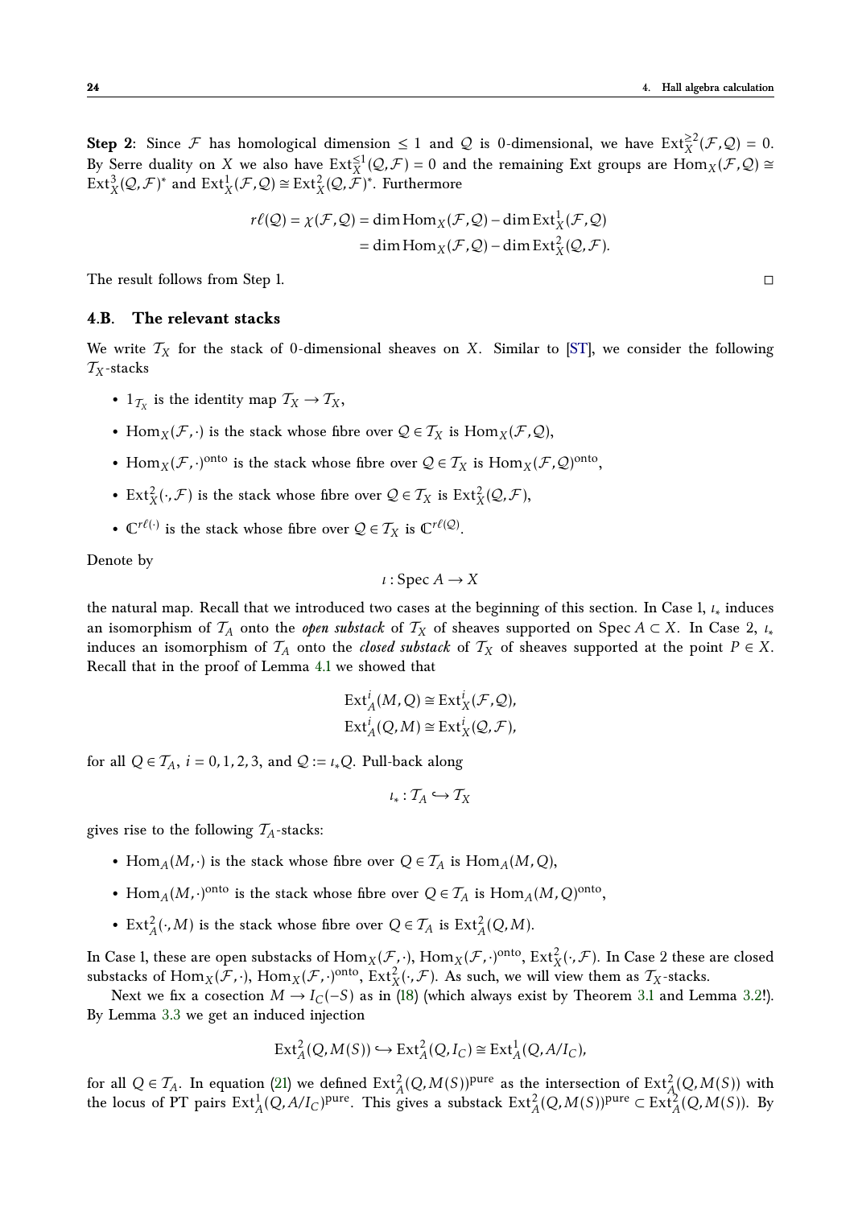**Step 2**: Since $\mathcal{F}$ has homological dimension $\leq 1$ and $\mathcal{Q}$ is 0-dimensional, we have $\mathrm{Ext}_X^{\geq 2}(\mathcal{F},\mathcal{Q}) = 0$. By Serre duality on $X$ we also have $\mathrm{Ext}_X^{\leq 1}(\mathcal{Q},\mathcal{F}) = 0$ and the remaining Ext groups are $\mathrm{Hom}_X(\mathcal{F},\mathcal{Q}) \cong \mathrm{Ext}_X^3(\mathcal{Q},\mathcal{F})^*$ and $\mathrm{Ext}_X^1(\mathcal{F},\mathcal{Q}) \cong \mathrm{Ext}_X^2(\mathcal{Q},\mathcal{F})^*$. Furthermore

$$
\begin{aligned}
r\ell(\mathcal{Q}) = \chi(\mathcal{F},\mathcal{Q}) &= \dim \mathrm{Hom}_X(\mathcal{F},\mathcal{Q}) - \dim \mathrm{Ext}_X^1(\mathcal{F},\mathcal{Q}) \\
&= \dim \mathrm{Hom}_X(\mathcal{F},\mathcal{Q}) - \dim \mathrm{Ext}_X^2(\mathcal{Q},\mathcal{F}).
\end{aligned}
$$

The result follows from Step 1. □

### 4.B. The relevant stacks

We write $\mathcal{T}_X$ for the stack of 0-dimensional sheaves on $X$. Similar to [ST], we consider the following $\mathcal{T}_X$-stacks

- $1_{\mathcal{T}_X}$ is the identity map $\mathcal{T}_X \to \mathcal{T}_X$,
- $\mathrm{Hom}_X(\mathcal{F},\cdot)$ is the stack whose fibre over $\mathcal{Q} \in \mathcal{T}_X$ is $\mathrm{Hom}_X(\mathcal{F},\mathcal{Q})$,
- $\mathrm{Hom}_X(\mathcal{F},\cdot)^{\mathrm{onto}}$ is the stack whose fibre over $\mathcal{Q} \in \mathcal{T}_X$ is $\mathrm{Hom}_X(\mathcal{F},\mathcal{Q})^{\mathrm{onto}}$,
- $\mathrm{Ext}_X^2(\cdot,\mathcal{F})$ is the stack whose fibre over $\mathcal{Q} \in \mathcal{T}_X$ is $\mathrm{Ext}_X^2(\mathcal{Q},\mathcal{F})$,
- $\mathbb{C}^{r\ell(\cdot)}$ is the stack whose fibre over $\mathcal{Q} \in \mathcal{T}_X$ is $\mathbb{C}^{r\ell(\mathcal{Q})}$.

Denote by

$$
\iota : \mathrm{Spec}\, A \to X
$$

the natural map. Recall that we introduced two cases at the beginning of this section. In Case 1, $\iota_*$ induces an isomorphism of $\mathcal{T}_A$ onto the ***open substack*** of $\mathcal{T}_X$ of sheaves supported on $\mathrm{Spec}\, A \subset X$. In Case 2, $\iota_*$ induces an isomorphism of $\mathcal{T}_A$ onto the ***closed substack*** of $\mathcal{T}_X$ of sheaves supported at the point $P \in X$. Recall that in the proof of Lemma 4.1 we showed that

$$
\begin{aligned}
\mathrm{Ext}_A^i(M,Q) &\cong \mathrm{Ext}_X^i(\mathcal{F},\mathcal{Q}), \\
\mathrm{Ext}_A^i(Q,M) &\cong \mathrm{Ext}_X^i(\mathcal{Q},\mathcal{F}),
\end{aligned}
$$

for all $Q \in \mathcal{T}_A$, $i = 0,1,2,3$, and $\mathcal{Q} := \iota_* Q$. Pull-back along

$$
\iota_* : \mathcal{T}_A \hookrightarrow \mathcal{T}_X
$$

gives rise to the following $\mathcal{T}_A$-stacks:

- $\mathrm{Hom}_A(M,\cdot)$ is the stack whose fibre over $Q \in \mathcal{T}_A$ is $\mathrm{Hom}_A(M,Q)$,
- $\mathrm{Hom}_A(M,\cdot)^{\mathrm{onto}}$ is the stack whose fibre over $Q \in \mathcal{T}_A$ is $\mathrm{Hom}_A(M,Q)^{\mathrm{onto}}$,
- $\mathrm{Ext}_A^2(\cdot,M)$ is the stack whose fibre over $Q \in \mathcal{T}_A$ is $\mathrm{Ext}_A^2(Q,M)$.

In Case 1, these are open substacks of $\mathrm{Hom}_X(\mathcal{F},\cdot)$, $\mathrm{Hom}_X(\mathcal{F},\cdot)^{\mathrm{onto}}$, $\mathrm{Ext}_X^2(\cdot,\mathcal{F})$. In Case 2 these are closed substacks of $\mathrm{Hom}_X(\mathcal{F},\cdot)$, $\mathrm{Hom}_X(\mathcal{F},\cdot)^{\mathrm{onto}}$, $\mathrm{Ext}_X^2(\cdot,\mathcal{F})$. As such, we will view them as $\mathcal{T}_X$-stacks.

Next we fix a cosection $M \to I_C(-S)$ as in (18) (which always exist by Theorem 3.1 and Lemma 3.2!). By Lemma 3.3 we get an induced injection

$$
\mathrm{Ext}_A^2(Q,M(S)) \hookrightarrow \mathrm{Ext}_A^2(Q,I_C) \cong \mathrm{Ext}_A^1(Q,A/I_C),
$$

for all $Q \in \mathcal{T}_A$. In equation (21) we defined $\mathrm{Ext}_A^2(Q,M(S))^{\mathrm{pure}}$ as the intersection of $\mathrm{Ext}_A^2(Q,M(S))$ with the locus of PT pairs $\mathrm{Ext}_A^1(Q,A/I_C)^{\mathrm{pure}}$. This gives a substack $\mathrm{Ext}_A^2(Q,M(S))^{\mathrm{pure}} \subset \mathrm{Ext}_A^2(Q,M(S))$. By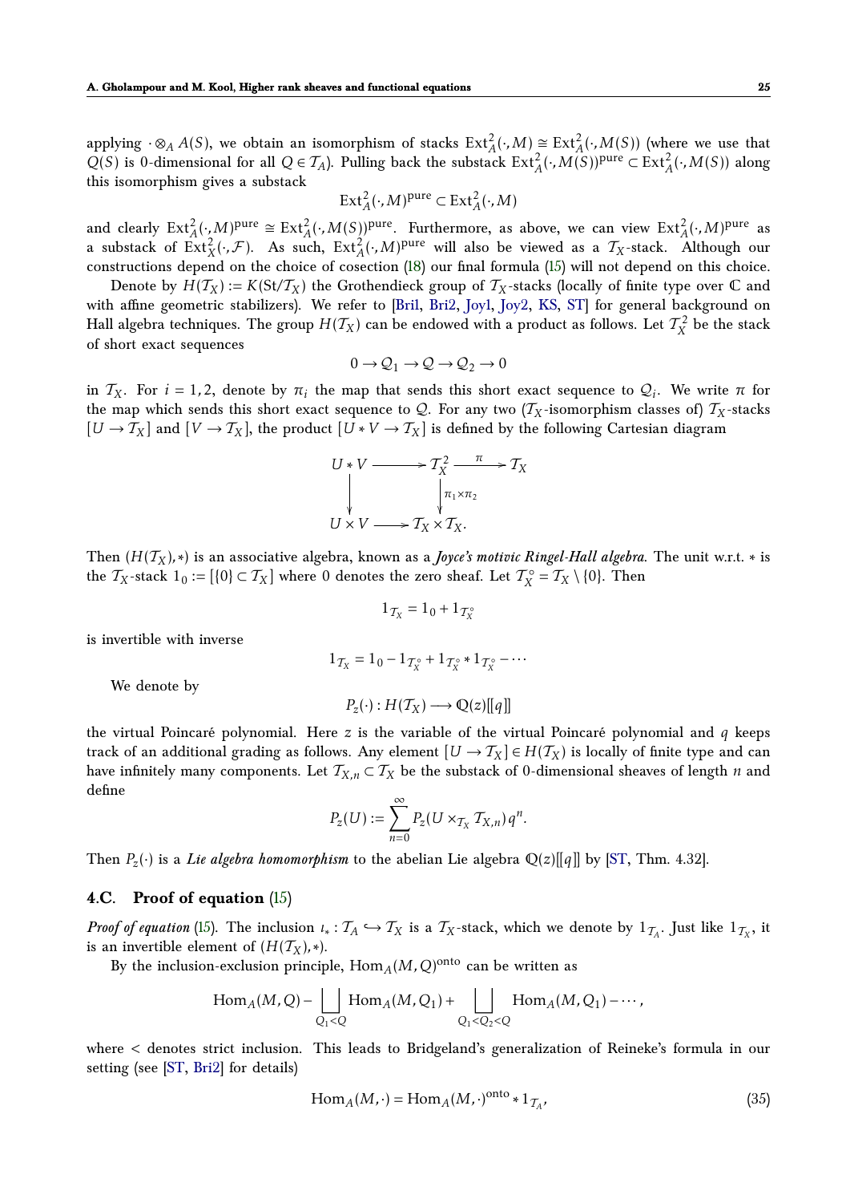applying $\cdot \otimes_A A(S)$, we obtain an isomorphism of stacks $\mathrm{Ext}^2_A(\cdot, M) \cong \mathrm{Ext}^2_A(\cdot, M(S))$ (where we use that $Q(S)$ is 0-dimensional for all $Q \in \mathcal{T}_A$). Pulling back the substack $\mathrm{Ext}^2_A(\cdot, M(S))^{\mathrm{pure}} \subset \mathrm{Ext}^2_A(\cdot, M(S))$ along this isomorphism gives a substack

$$\mathrm{Ext}^2_A(\cdot, M)^{\mathrm{pure}} \subset \mathrm{Ext}^2_A(\cdot, M)$$

and clearly $\mathrm{Ext}^2_A(\cdot, M)^{\mathrm{pure}} \cong \mathrm{Ext}^2_A(\cdot, M(S))^{\mathrm{pure}}$. Furthermore, as above, we can view $\mathrm{Ext}^2_A(\cdot, M)^{\mathrm{pure}}$ as a substack of $\mathrm{Ext}^2_X(\cdot, \mathcal{F})$. As such, $\mathrm{Ext}^2_A(\cdot, M)^{\mathrm{pure}}$ will also be viewed as a $\mathcal{T}_X$-stack. Although our constructions depend on the choice of cosection (18) our final formula (15) will not depend on this choice.

Denote by $H(\mathcal{T}_X) := K(\mathrm{St}/\mathcal{T}_X)$ the Grothendieck group of $\mathcal{T}_X$-stacks (locally of finite type over $\mathbb{C}$ and with affine geometric stabilizers). We refer to [Bri1, Bri2, Joy1, Joy2, KS, ST] for general background on Hall algebra techniques. The group $H(\mathcal{T}_X)$ can be endowed with a product as follows. Let $\mathcal{T}_X^2$ be the stack of short exact sequences

$$0 \to \mathcal{Q}_1 \to \mathcal{Q} \to \mathcal{Q}_2 \to 0$$

in $\mathcal{T}_X$. For $i = 1, 2$, denote by $\pi_i$ the map that sends this short exact sequence to $\mathcal{Q}_i$. We write $\pi$ for the map which sends this short exact sequence to $\mathcal{Q}$. For any two ($\mathcal{T}_X$-isomorphism classes of) $\mathcal{T}_X$-stacks $[U \to \mathcal{T}_X]$ and $[V \to \mathcal{T}_X]$, the product $[U * V \to \mathcal{T}_X]$ is defined by the following Cartesian diagram

$$\begin{array}{ccccc} U * V & \longrightarrow & \mathcal{T}_X^2 & \xrightarrow{\ \pi\ } & \mathcal{T}_X \\ \big\downarrow & & \big\downarrow{\scriptstyle \pi_1 \times \pi_2} & & \\ U \times V & \longrightarrow & \mathcal{T}_X \times \mathcal{T}_X. & & \end{array}$$

Then $(H(\mathcal{T}_X), *)$ is an associative algebra, known as a ***Joyce's motivic Ringel-Hall algebra***. The unit w.r.t. $*$ is the $\mathcal{T}_X$-stack $1_0 := [\{0\} \subset \mathcal{T}_X]$ where 0 denotes the zero sheaf. Let $\mathcal{T}_X^\circ = \mathcal{T}_X \setminus \{0\}$. Then

$$1_{\mathcal{T}_X} = 1_0 + 1_{\mathcal{T}_X^\circ}$$

is invertible with inverse

$$1_{\mathcal{T}_X} = 1_0 - 1_{\mathcal{T}_X^\circ} + 1_{\mathcal{T}_X^\circ} * 1_{\mathcal{T}_X^\circ} - \cdots$$

We denote by

$$P_z(\cdot) : H(\mathcal{T}_X) \longrightarrow \mathbb{Q}(z)[[q]]$$

the virtual Poincaré polynomial. Here $z$ is the variable of the virtual Poincaré polynomial and $q$ keeps track of an additional grading as follows. Any element $[U \to \mathcal{T}_X] \in H(\mathcal{T}_X)$ is locally of finite type and can have infinitely many components. Let $\mathcal{T}_{X,n} \subset \mathcal{T}_X$ be the substack of 0-dimensional sheaves of length $n$ and define

$$P_z(U) := \sum_{n=0}^{\infty} P_z(U \times_{\mathcal{T}_X} \mathcal{T}_{X,n}) q^n.$$

Then $P_z(\cdot)$ is a *Lie algebra homomorphism* to the abelian Lie algebra $\mathbb{Q}(z)[[q]]$ by [ST, Thm. 4.32].

## 4.C. Proof of equation (15)

*Proof of equation* (15). The inclusion $\iota_* : \mathcal{T}_A \hookrightarrow \mathcal{T}_X$ is a $\mathcal{T}_X$-stack, which we denote by $1_{\mathcal{T}_A}$. Just like $1_{\mathcal{T}_X}$, it is an invertible element of $(H(\mathcal{T}_X), *)$.

By the inclusion-exclusion principle, $\mathrm{Hom}_A(M, Q)^{\mathrm{onto}}$ can be written as

$$\mathrm{Hom}_A(M, Q) - \bigsqcup_{Q_1 < Q} \mathrm{Hom}_A(M, Q_1) + \bigsqcup_{Q_1 < Q_2 < Q} \mathrm{Hom}_A(M, Q_1) - \cdots,$$

where $<$ denotes strict inclusion. This leads to Bridgeland's generalization of Reineke's formula in our setting (see [ST, Bri2] for details)

$$\mathrm{Hom}_A(M, \cdot) = \mathrm{Hom}_A(M, \cdot)^{\mathrm{onto}} * 1_{\mathcal{T}_A}, \tag{35}$$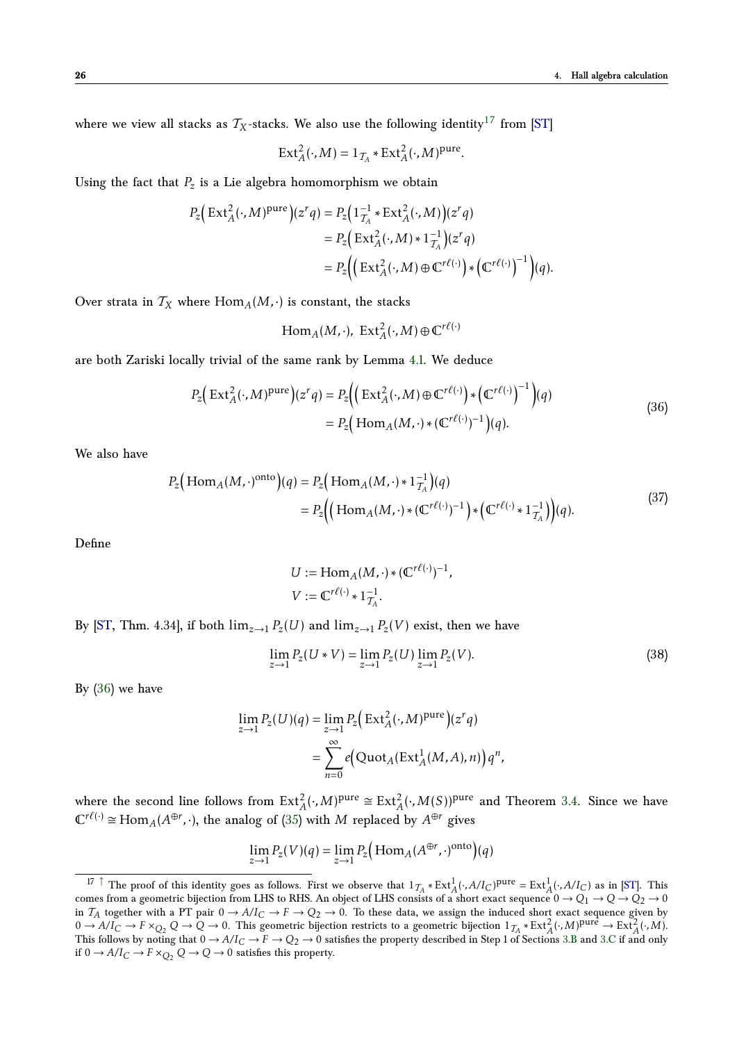where we view all stacks as $\mathcal{T}_X$-stacks. We also use the following identity[17] from [ST]

$$\mathrm{Ext}^2_A(\cdot, M) = 1_{\mathcal{T}_A} * \mathrm{Ext}^2_A(\cdot, M)^{\mathrm{pure}}.$$

Using the fact that $P_z$ is a Lie algebra homomorphism we obtain

$$\begin{aligned} P_z\Big(\mathrm{Ext}^2_A(\cdot, M)^{\mathrm{pure}}\Big)(z^r q) &= P_z\Big(1_{\mathcal{T}_A}^{-1} * \mathrm{Ext}^2_A(\cdot, M)\Big)(z^r q) \\ &= P_z\Big(\mathrm{Ext}^2_A(\cdot, M) * 1_{\mathcal{T}_A}^{-1}\Big)(z^r q) \\ &= P_z\Big(\Big(\mathrm{Ext}^2_A(\cdot, M) \oplus \mathbb{C}^{r\ell(\cdot)}\Big) * \Big(\mathbb{C}^{r\ell(\cdot)}\Big)^{-1}\Big)(q). \end{aligned}$$

Over strata in $\mathcal{T}_X$ where $\mathrm{Hom}_A(M, \cdot)$ is constant, the stacks

$$\mathrm{Hom}_A(M, \cdot),\ \mathrm{Ext}^2_A(\cdot, M) \oplus \mathbb{C}^{r\ell(\cdot)}$$

are both Zariski locally trivial of the same rank by Lemma 4.1. We deduce

$$\begin{aligned} P_z\Big(\mathrm{Ext}^2_A(\cdot, M)^{\mathrm{pure}}\Big)(z^r q) &= P_z\Big(\Big(\mathrm{Ext}^2_A(\cdot, M) \oplus \mathbb{C}^{r\ell(\cdot)}\Big) * \Big(\mathbb{C}^{r\ell(\cdot)}\Big)^{-1}\Big)(q) \\ &= P_z\Big(\mathrm{Hom}_A(M, \cdot) * (\mathbb{C}^{r\ell(\cdot)})^{-1}\Big)(q). \end{aligned} \tag{36}$$

We also have

$$\begin{aligned} P_z\Big(\mathrm{Hom}_A(M, \cdot)^{\mathrm{onto}}\Big)(q) &= P_z\Big(\mathrm{Hom}_A(M, \cdot) * 1_{\mathcal{T}_A}^{-1}\Big)(q) \\ &= P_z\Big(\Big(\mathrm{Hom}_A(M, \cdot) * (\mathbb{C}^{r\ell(\cdot)})^{-1}\Big) * \Big(\mathbb{C}^{r\ell(\cdot)} * 1_{\mathcal{T}_A}^{-1}\Big)\Big)(q). \end{aligned} \tag{37}$$

Define

$$\begin{aligned} U &:= \mathrm{Hom}_A(M, \cdot) * (\mathbb{C}^{r\ell(\cdot)})^{-1}, \\ V &:= \mathbb{C}^{r\ell(\cdot)} * 1_{\mathcal{T}_A}^{-1}. \end{aligned}$$

By [ST, Thm. 4.34], if both $\lim_{z \to 1} P_z(U)$ and $\lim_{z \to 1} P_z(V)$ exist, then we have

$$\lim_{z \to 1} P_z(U * V) = \lim_{z \to 1} P_z(U) \lim_{z \to 1} P_z(V). \tag{38}$$

By (36) we have

$$\begin{aligned} \lim_{z \to 1} P_z(U)(q) &= \lim_{z \to 1} P_z\Big(\mathrm{Ext}^2_A(\cdot, M)^{\mathrm{pure}}\Big)(z^r q) \\ &= \sum_{n=0}^{\infty} e\Big(\mathrm{Quot}_A(\mathrm{Ext}^1_A(M, A), n)\Big) q^n, \end{aligned}$$

where the second line follows from $\mathrm{Ext}^2_A(\cdot, M)^{\mathrm{pure}} \cong \mathrm{Ext}^2_A(\cdot, M(S))^{\mathrm{pure}}$ and Theorem 3.4. Since we have $\mathbb{C}^{r\ell(\cdot)} \cong \mathrm{Hom}_A(A^{\oplus r}, \cdot)$, the analog of (35) with $M$ replaced by $A^{\oplus r}$ gives

$$\lim_{z \to 1} P_z(V)(q) = \lim_{z \to 1} P_z\Big(\mathrm{Hom}_A(A^{\oplus r}, \cdot)^{\mathrm{onto}}\Big)(q)$$

---

[17] The proof of this identity goes as follows. First we observe that $1_{\mathcal{T}_A} * \mathrm{Ext}^1_A(\cdot, A/I_C)^{\mathrm{pure}} = \mathrm{Ext}^1_A(\cdot, A/I_C)$ as in [ST]. This comes from a geometric bijection from LHS to RHS. An object of LHS consists of a short exact sequence $0 \to Q_1 \to Q \to Q_2 \to 0$ in $\mathcal{T}_A$ together with a PT pair $0 \to A/I_C \to F \to Q_2 \to 0$. To these data, we assign the induced short exact sequence given by $0 \to A/I_C \to F \times_{Q_2} Q \to Q \to 0$. This geometric bijection restricts to a geometric bijection $1_{\mathcal{T}_A} * \mathrm{Ext}^2_A(\cdot, M)^{\mathrm{pure}} \to \mathrm{Ext}^2_A(\cdot, M)$. This follows by noting that $0 \to A/I_C \to F \to Q_2 \to 0$ satisfies the property described in Step 1 of Sections 3.B and 3.C if and only if $0 \to A/I_C \to F \times_{Q_2} Q \to Q \to 0$ satisfies this property.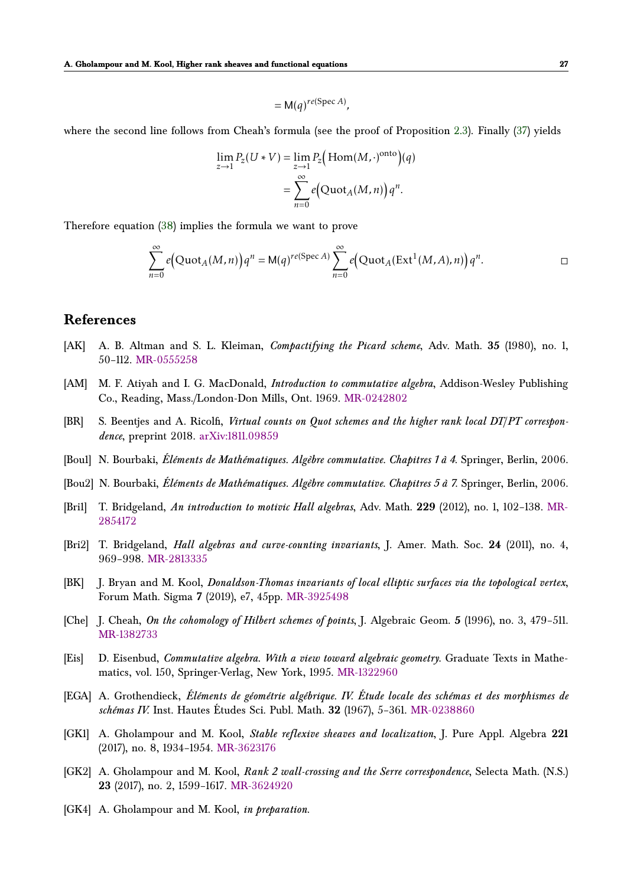$$= \mathsf{M}(q)^{re(\operatorname{Spec} A)},$$

where the second line follows from Cheah's formula (see the proof of Proposition 2.3). Finally (37) yields

$$\begin{aligned}
\lim_{z \to 1} P_z(U * V) &= \lim_{z \to 1} P_z\Big(\operatorname{Hom}(M, \cdot)^{\mathrm{onto}}\Big)(q) \\
&= \sum_{n=0}^{\infty} e\Big(\operatorname{Quot}_A(M, n)\Big)\, q^n.
\end{aligned}$$

Therefore equation (38) implies the formula we want to prove

$$\sum_{n=0}^{\infty} e\Big(\operatorname{Quot}_A(M, n)\Big)\, q^n = \mathsf{M}(q)^{re(\operatorname{Spec} A)} \sum_{n=0}^{\infty} e\Big(\operatorname{Quot}_A(\operatorname{Ext}^1(M, A), n)\Big)\, q^n. \qquad \square$$

## References

[AK] A. B. Altman and S. L. Kleiman, *Compactifying the Picard scheme*, Adv. Math. **35** (1980), no. 1, 50–112. MR-0555258

[AM] M. F. Atiyah and I. G. MacDonald, *Introduction to commutative algebra*, Addison-Wesley Publishing Co., Reading, Mass./London-Don Mills, Ont. 1969. MR-0242802

[BR] S. Beentjes and A. Ricolfi, *Virtual counts on Quot schemes and the higher rank local DT/PT correspondence*, preprint 2018. arXiv:1811.09859

[Bou1] N. Bourbaki, *Éléments de Mathématiques. Algèbre commutative. Chapitres 1 à 4.* Springer, Berlin, 2006.

[Bou2] N. Bourbaki, *Éléments de Mathématiques. Algèbre commutative. Chapitres 5 à 7.* Springer, Berlin, 2006.

[Bri1] T. Bridgeland, *An introduction to motivic Hall algebras*, Adv. Math. **229** (2012), no. 1, 102–138. MR-2854172

[Bri2] T. Bridgeland, *Hall algebras and curve-counting invariants*, J. Amer. Math. Soc. **24** (2011), no. 4, 969–998. MR-2813335

[BK] J. Bryan and M. Kool, *Donaldson-Thomas invariants of local elliptic surfaces via the topological vertex*, Forum Math. Sigma **7** (2019), e7, 45pp. MR-3925498

[Che] J. Cheah, *On the cohomology of Hilbert schemes of points*, J. Algebraic Geom. **5** (1996), no. 3, 479–511. MR-1382733

[Eis] D. Eisenbud, *Commutative algebra. With a view toward algebraic geometry.* Graduate Texts in Mathematics, vol. 150, Springer-Verlag, New York, 1995. MR-1322960

[EGA] A. Grothendieck, *Éléments de géométrie algébrique. IV. Étude locale des schémas et des morphismes de schémas IV.* Inst. Hautes Études Sci. Publ. Math. **32** (1967), 5–361. MR-0238860

[GK1] A. Gholampour and M. Kool, *Stable reflexive sheaves and localization*, J. Pure Appl. Algebra **221** (2017), no. 8, 1934–1954. MR-3623176

[GK2] A. Gholampour and M. Kool, *Rank 2 wall-crossing and the Serre correspondence*, Selecta Math. (N.S.) **23** (2017), no. 2, 1599–1617. MR-3624920

[GK4] A. Gholampour and M. Kool, *in preparation.*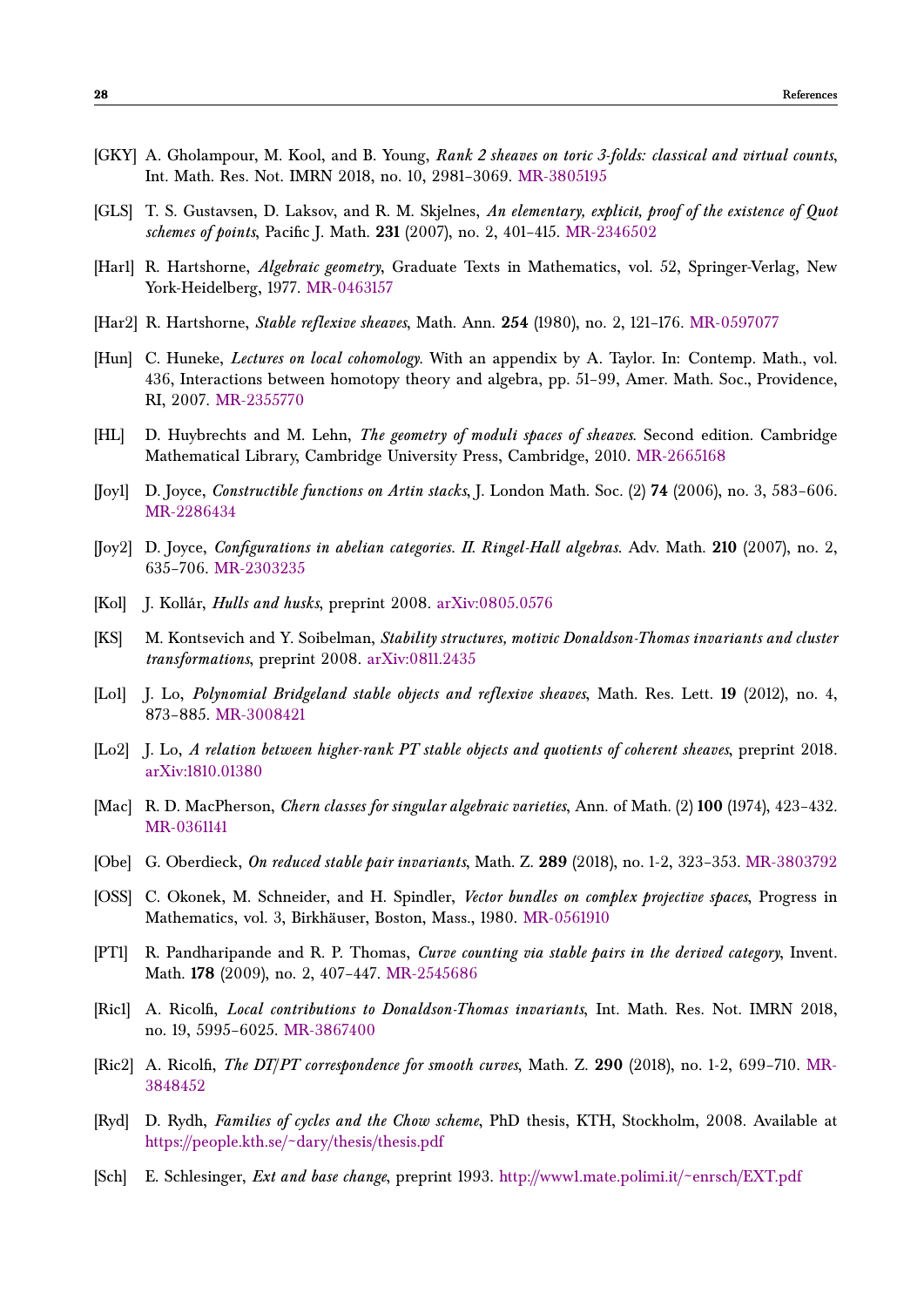- [GKY] A. Gholampour, M. Kool, and B. Young, *Rank 2 sheaves on toric 3-folds: classical and virtual counts*, Int. Math. Res. Not. IMRN 2018, no. 10, 2981–3069. MR-3805195

- [GLS] T. S. Gustavsen, D. Laksov, and R. M. Skjelnes, *An elementary, explicit, proof of the existence of Quot schemes of points*, Pacific J. Math. **231** (2007), no. 2, 401–415. MR-2346502

- [Har1] R. Hartshorne, *Algebraic geometry*, Graduate Texts in Mathematics, vol. 52, Springer-Verlag, New York-Heidelberg, 1977. MR-0463157

- [Har2] R. Hartshorne, *Stable reflexive sheaves*, Math. Ann. **254** (1980), no. 2, 121–176. MR-0597077

- [Hun] C. Huneke, *Lectures on local cohomology*. With an appendix by A. Taylor. In: Contemp. Math., vol. 436, Interactions between homotopy theory and algebra, pp. 51–99, Amer. Math. Soc., Providence, RI, 2007. MR-2355770

- [HL] D. Huybrechts and M. Lehn, *The geometry of moduli spaces of sheaves*. Second edition. Cambridge Mathematical Library, Cambridge University Press, Cambridge, 2010. MR-2665168

- [Joy1] D. Joyce, *Constructible functions on Artin stacks*, J. London Math. Soc. (2) **74** (2006), no. 3, 583–606. MR-2286434

- [Joy2] D. Joyce, *Configurations in abelian categories. II. Ringel-Hall algebras*. Adv. Math. **210** (2007), no. 2, 635–706. MR-2303235

- [Kol] J. Kollár, *Hulls and husks*, preprint 2008. arXiv:0805.0576

- [KS] M. Kontsevich and Y. Soibelman, *Stability structures, motivic Donaldson-Thomas invariants and cluster transformations*, preprint 2008. arXiv:0811.2435

- [Lo1] J. Lo, *Polynomial Bridgeland stable objects and reflexive sheaves*, Math. Res. Lett. **19** (2012), no. 4, 873–885. MR-3008421

- [Lo2] J. Lo, *A relation between higher-rank PT stable objects and quotients of coherent sheaves*, preprint 2018. arXiv:1810.01380

- [Mac] R. D. MacPherson, *Chern classes for singular algebraic varieties*, Ann. of Math. (2) **100** (1974), 423–432. MR-0361141

- [Obe] G. Oberdieck, *On reduced stable pair invariants*, Math. Z. **289** (2018), no. 1-2, 323–353. MR-3803792

- [OSS] C. Okonek, M. Schneider, and H. Spindler, *Vector bundles on complex projective spaces*, Progress in Mathematics, vol. 3, Birkhäuser, Boston, Mass., 1980. MR-0561910

- [PT1] R. Pandharipande and R. P. Thomas, *Curve counting via stable pairs in the derived category*, Invent. Math. **178** (2009), no. 2, 407–447. MR-2545686

- [Ric1] A. Ricolfi, *Local contributions to Donaldson-Thomas invariants*, Int. Math. Res. Not. IMRN 2018, no. 19, 5995–6025. MR-3867400

- [Ric2] A. Ricolfi, *The DT/PT correspondence for smooth curves*, Math. Z. **290** (2018), no. 1-2, 699–710. MR-3848452

- [Ryd] D. Rydh, *Families of cycles and the Chow scheme*, PhD thesis, KTH, Stockholm, 2008. Available at https://people.kth.se/~dary/thesis/thesis.pdf

- [Sch] E. Schlesinger, *Ext and base change*, preprint 1993. http://www1.mate.polimi.it/~enrsch/EXT.pdf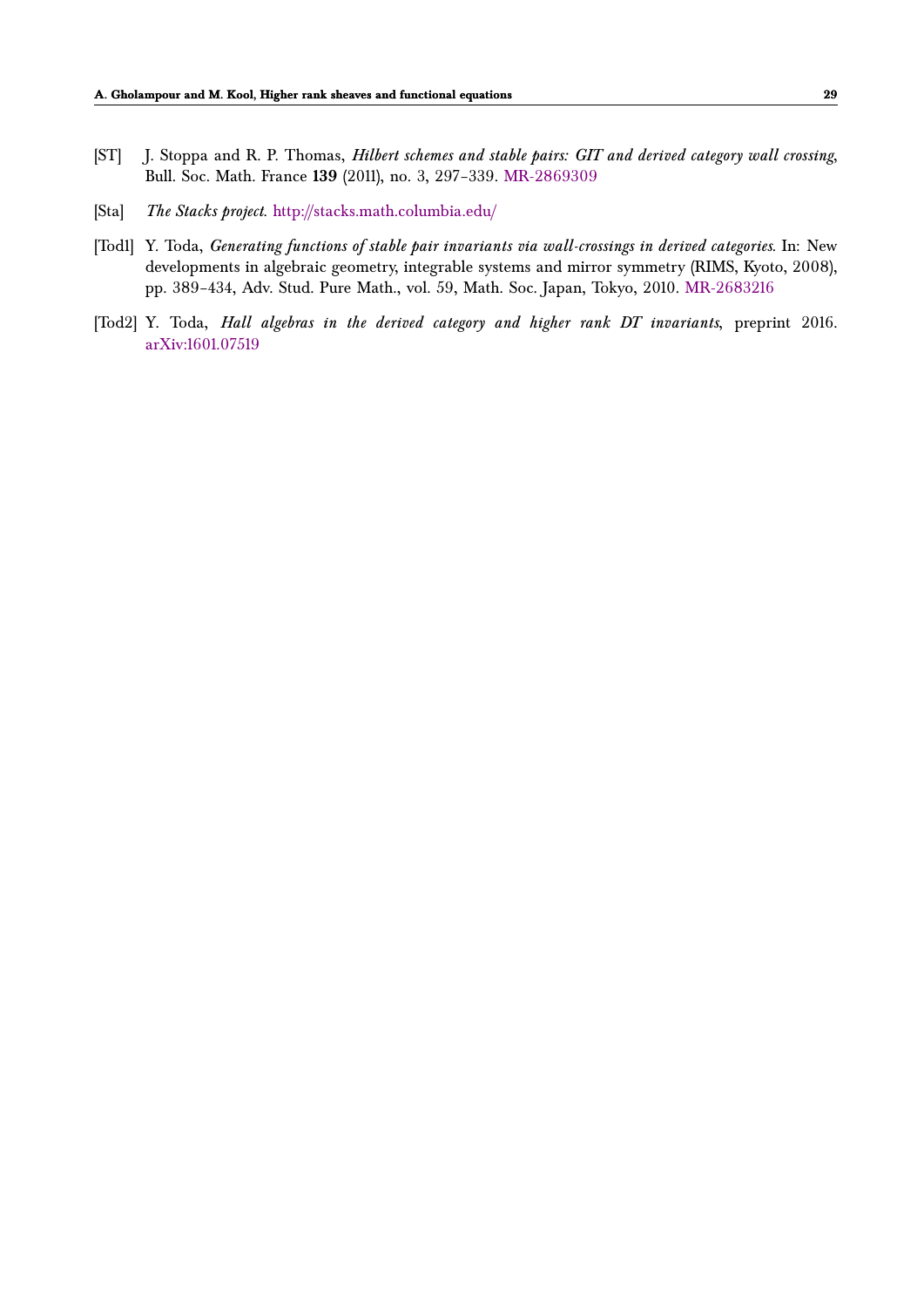- [ST] J. Stoppa and R. P. Thomas, *Hilbert schemes and stable pairs: GIT and derived category wall crossing*, Bull. Soc. Math. France **139** (2011), no. 3, 297–339. MR-2869309

- [Sta] *The Stacks project.* http://stacks.math.columbia.edu/

- [Tod1] Y. Toda, *Generating functions of stable pair invariants via wall-crossings in derived categories.* In: New developments in algebraic geometry, integrable systems and mirror symmetry (RIMS, Kyoto, 2008), pp. 389–434, Adv. Stud. Pure Math., vol. 59, Math. Soc. Japan, Tokyo, 2010. MR-2683216

- [Tod2] Y. Toda, *Hall algebras in the derived category and higher rank DT invariants*, preprint 2016. arXiv:1601.07519